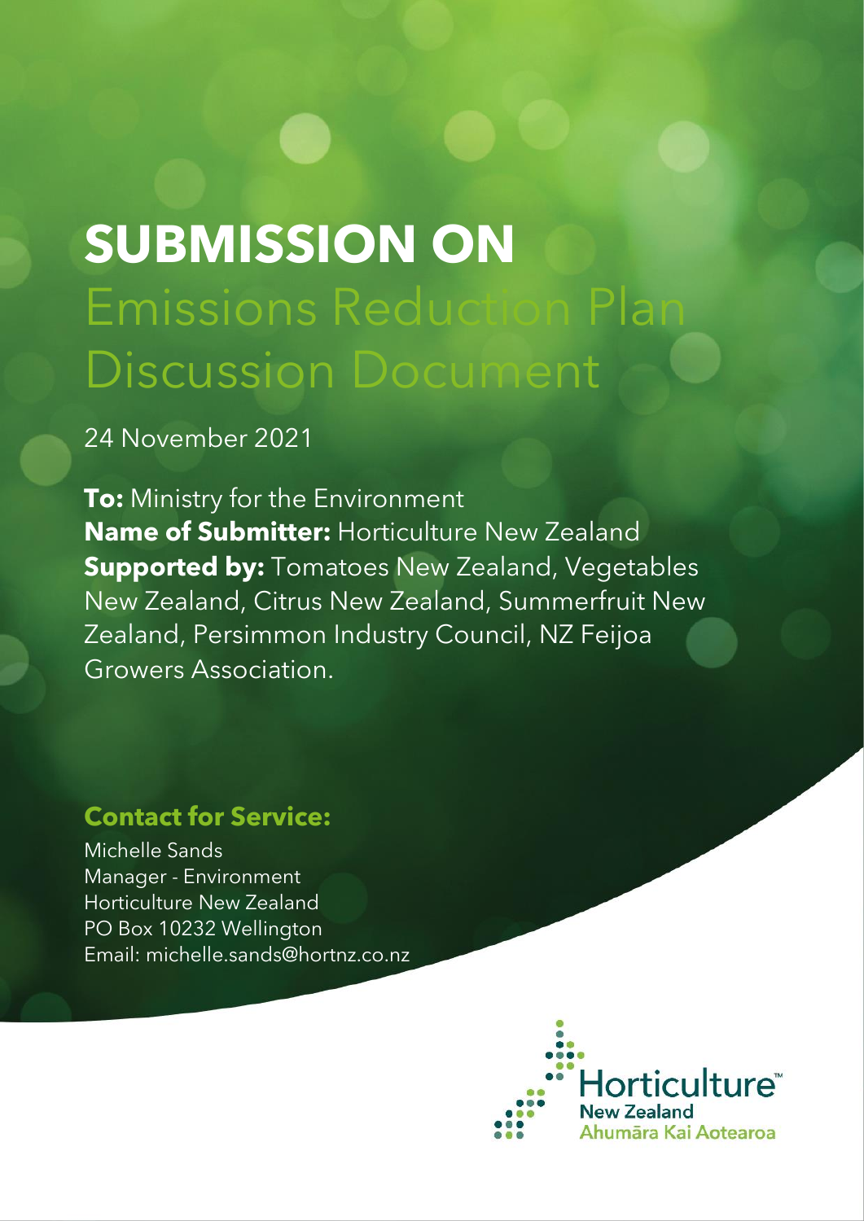# SUBMISSION ON

# Emissions Reduction Plan Discussion Document

24 November 2021

**To:** Ministry for the Environment
**Name of Submitter:** Horticulture New Zealand
**Supported by:** Tomatoes New Zealand, Vegetables New Zealand, Citrus New Zealand, Summerfruit New Zealand, Persimmon Industry Council, NZ Feijoa Growers Association.

## Contact for Service:

Michelle Sands
Manager - Environment
Horticulture New Zealand
PO Box 10232 Wellington
Email: michelle.sands@hortnz.co.nz

Horticulture™ New Zealand
Ahumāra Kai Aotearoa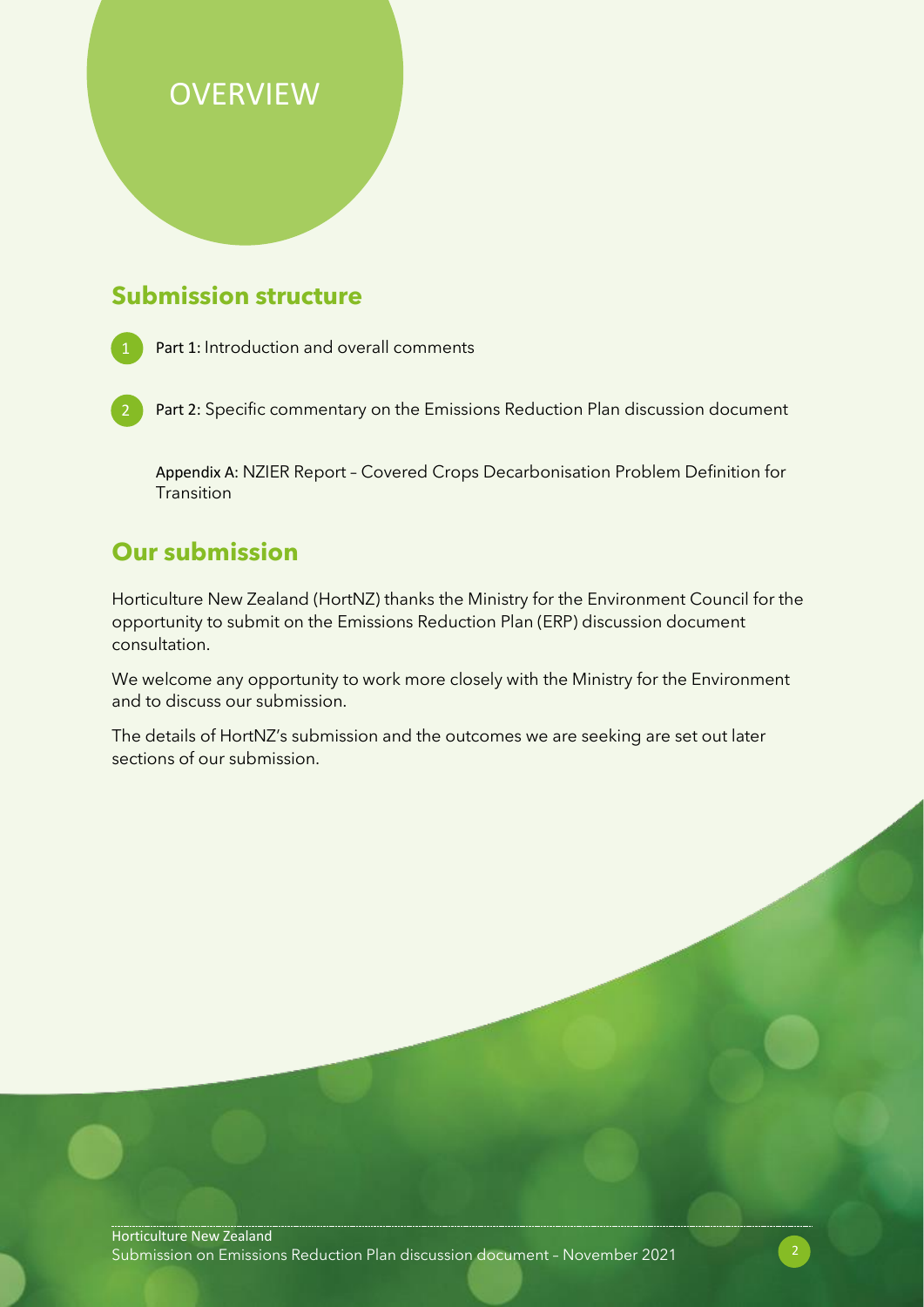# OVERVIEW

## Submission structure

1. **Part 1:** Introduction and overall comments
2. **Part 2:** Specific commentary on the Emissions Reduction Plan discussion document

Appendix A: NZIER Report – Covered Crops Decarbonisation Problem Definition for Transition

## Our submission

Horticulture New Zealand (HortNZ) thanks the Ministry for the Environment Council for the opportunity to submit on the Emissions Reduction Plan (ERP) discussion document consultation.

We welcome any opportunity to work more closely with the Ministry for the Environment and to discuss our submission.

The details of HortNZ's submission and the outcomes we are seeking are set out later sections of our submission.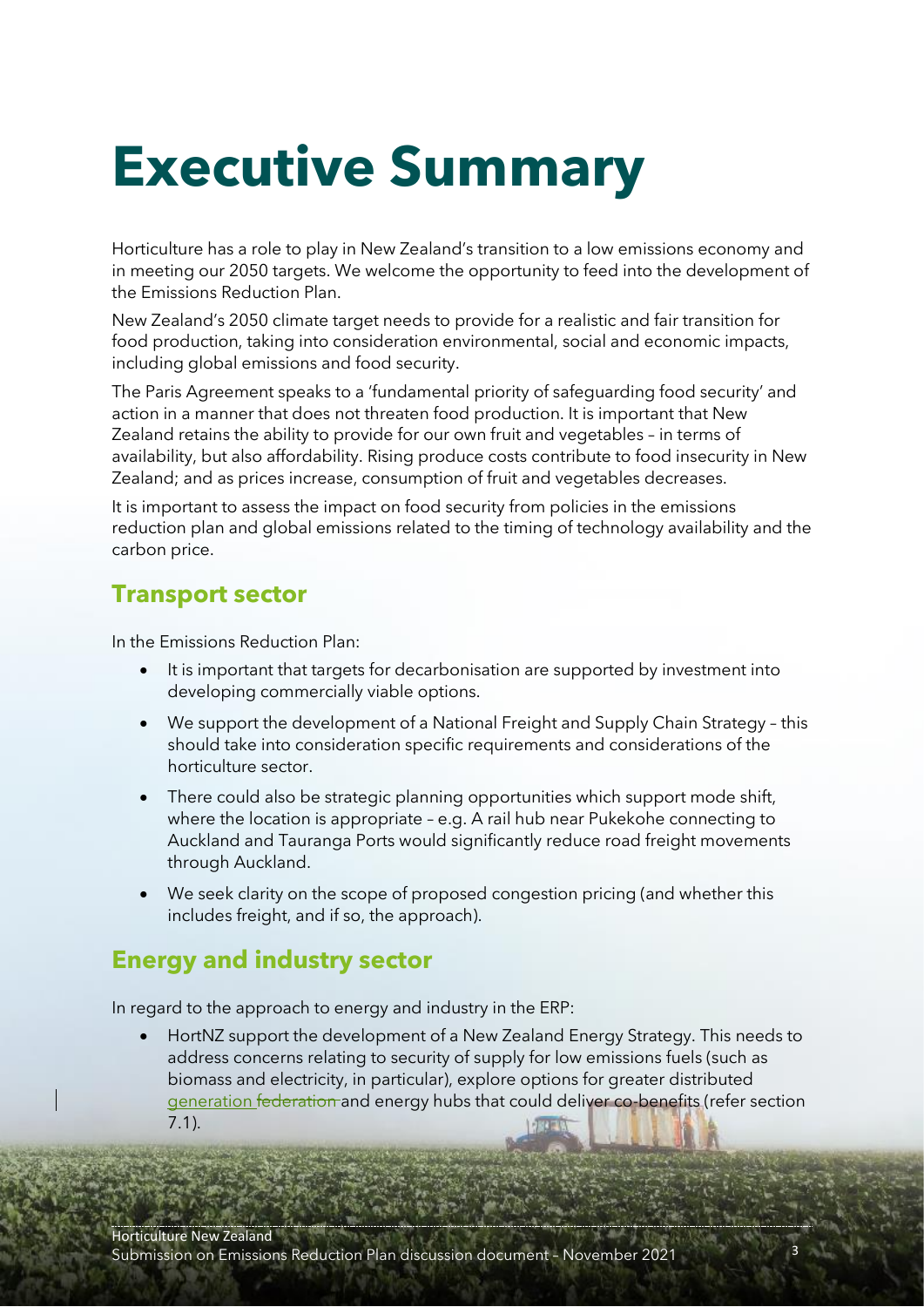# Executive Summary

Horticulture has a role to play in New Zealand's transition to a low emissions economy and in meeting our 2050 targets. We welcome the opportunity to feed into the development of the Emissions Reduction Plan.

New Zealand's 2050 climate target needs to provide for a realistic and fair transition for food production, taking into consideration environmental, social and economic impacts, including global emissions and food security.

The Paris Agreement speaks to a 'fundamental priority of safeguarding food security' and action in a manner that does not threaten food production. It is important that New Zealand retains the ability to provide for our own fruit and vegetables – in terms of availability, but also affordability. Rising produce costs contribute to food insecurity in New Zealand; and as prices increase, consumption of fruit and vegetables decreases.

It is important to assess the impact on food security from policies in the emissions reduction plan and global emissions related to the timing of technology availability and the carbon price.

## Transport sector

In the Emissions Reduction Plan:

- It is important that targets for decarbonisation are supported by investment into developing commercially viable options.
- We support the development of a National Freight and Supply Chain Strategy – this should take into consideration specific requirements and considerations of the horticulture sector.
- There could also be strategic planning opportunities which support mode shift, where the location is appropriate – e.g. A rail hub near Pukekohe connecting to Auckland and Tauranga Ports would significantly reduce road freight movements through Auckland.
- We seek clarity on the scope of proposed congestion pricing (and whether this includes freight, and if so, the approach).

## Energy and industry sector

In regard to the approach to energy and industry in the ERP:

- HortNZ support the development of a New Zealand Energy Strategy. This needs to address concerns relating to security of supply for low emissions fuels (such as biomass and electricity, in particular), explore options for greater distributed generation ~~federation~~ and energy hubs that could deliver co-benefits (refer section 7.1).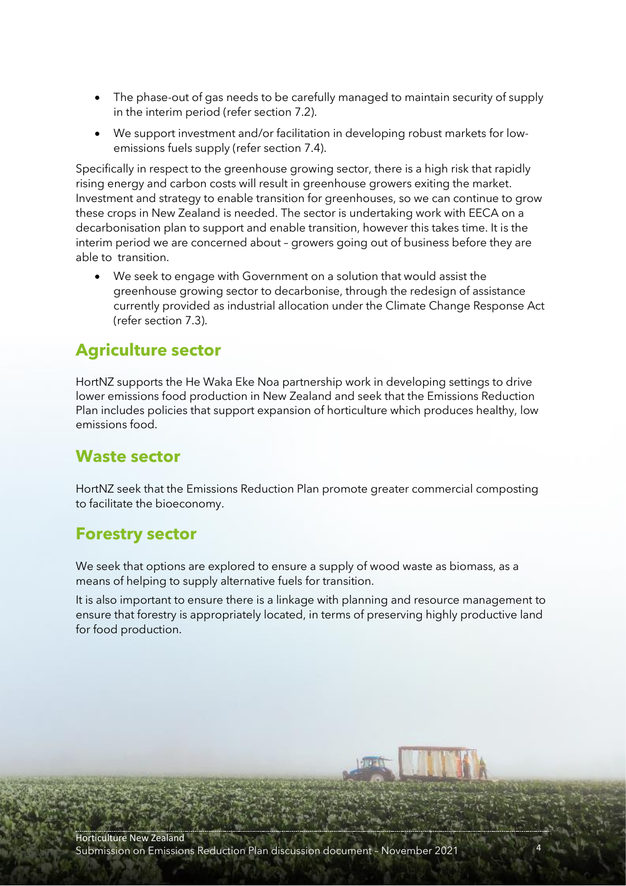- The phase-out of gas needs to be carefully managed to maintain security of supply in the interim period (refer section 7.2).
- We support investment and/or facilitation in developing robust markets for low-emissions fuels supply (refer section 7.4).

Specifically in respect to the greenhouse growing sector, there is a high risk that rapidly rising energy and carbon costs will result in greenhouse growers exiting the market. Investment and strategy to enable transition for greenhouses, so we can continue to grow these crops in New Zealand is needed. The sector is undertaking work with EECA on a decarbonisation plan to support and enable transition, however this takes time. It is the interim period we are concerned about – growers going out of business before they are able to transition.

- We seek to engage with Government on a solution that would assist the greenhouse growing sector to decarbonise, through the redesign of assistance currently provided as industrial allocation under the Climate Change Response Act (refer section 7.3).

## Agriculture sector

HortNZ supports the He Waka Eke Noa partnership work in developing settings to drive lower emissions food production in New Zealand and seek that the Emissions Reduction Plan includes policies that support expansion of horticulture which produces healthy, low emissions food.

## Waste sector

HortNZ seek that the Emissions Reduction Plan promote greater commercial composting to facilitate the bioeconomy.

## Forestry sector

We seek that options are explored to ensure a supply of wood waste as biomass, as a means of helping to supply alternative fuels for transition.

It is also important to ensure there is a linkage with planning and resource management to ensure that forestry is appropriately located, in terms of preserving highly productive land for food production.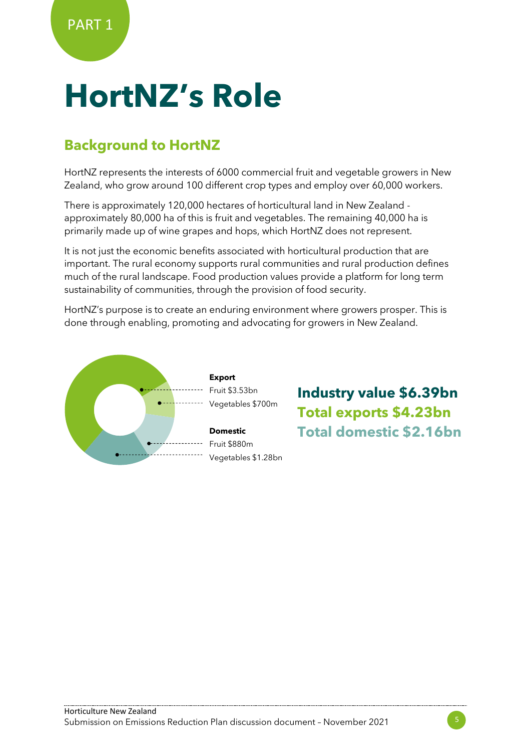PART 1

# HortNZ's Role

## Background to HortNZ

HortNZ represents the interests of 6000 commercial fruit and vegetable growers in New Zealand, who grow around 100 different crop types and employ over 60,000 workers.

There is approximately 120,000 hectares of horticultural land in New Zealand - approximately 80,000 ha of this is fruit and vegetables. The remaining 40,000 ha is primarily made up of wine grapes and hops, which HortNZ does not represent.

It is not just the economic benefits associated with horticultural production that are important. The rural economy supports rural communities and rural production defines much of the rural landscape. Food production values provide a platform for long term sustainability of communities, through the provision of food security.

HortNZ's purpose is to create an enduring environment where growers prosper. This is done through enabling, promoting and advocating for growers in New Zealand.

**Export**
Fruit $3.53bn
Vegetables $700m

**Domestic**
Fruit $880m
Vegetables $1.28bn

**Industry value $6.39bn**
**Total exports $4.23bn**
**Total domestic $2.16bn**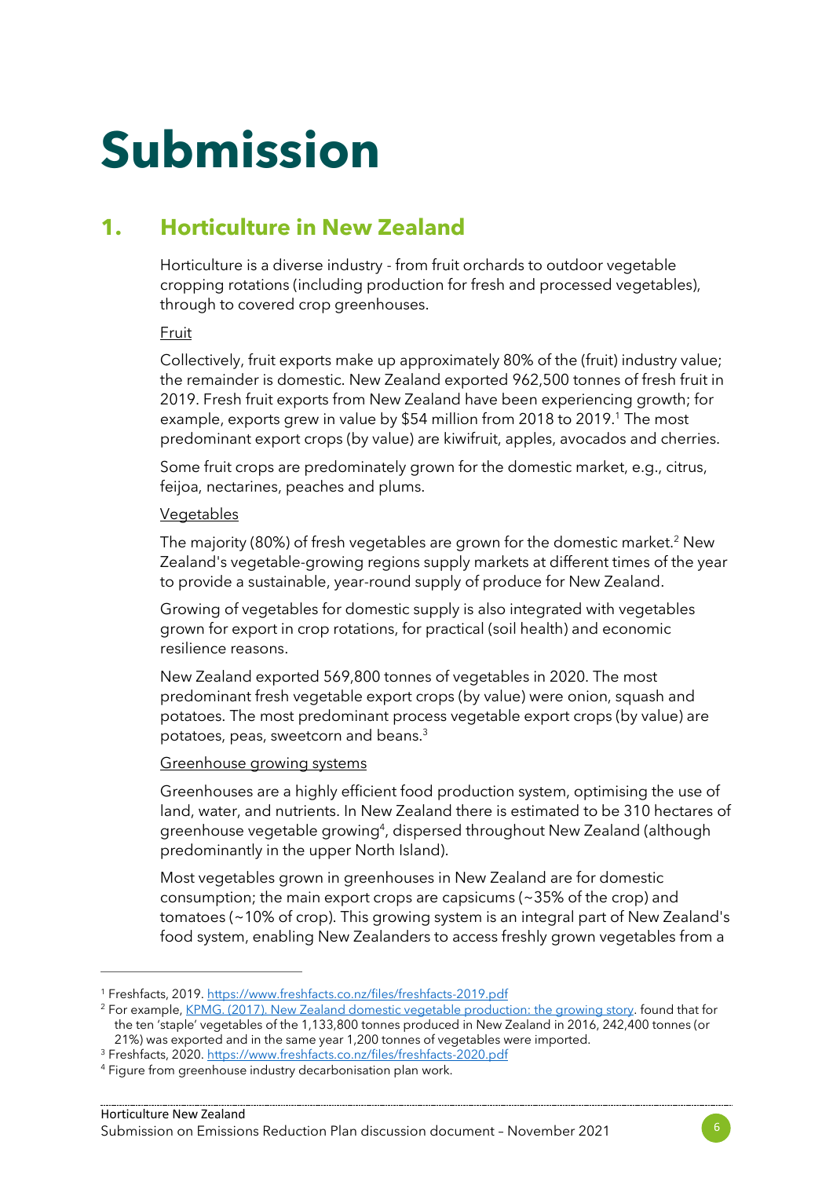# Submission

## 1. Horticulture in New Zealand

Horticulture is a diverse industry - from fruit orchards to outdoor vegetable cropping rotations (including production for fresh and processed vegetables), through to covered crop greenhouses.

Fruit

Collectively, fruit exports make up approximately 80% of the (fruit) industry value; the remainder is domestic. New Zealand exported 962,500 tonnes of fresh fruit in 2019. Fresh fruit exports from New Zealand have been experiencing growth; for example, exports grew in value by $54 million from 2018 to 2019.[1] The most predominant export crops (by value) are kiwifruit, apples, avocados and cherries.

Some fruit crops are predominately grown for the domestic market, e.g., citrus, feijoa, nectarines, peaches and plums.

Vegetables

The majority (80%) of fresh vegetables are grown for the domestic market.[2] New Zealand's vegetable-growing regions supply markets at different times of the year to provide a sustainable, year-round supply of produce for New Zealand.

Growing of vegetables for domestic supply is also integrated with vegetables grown for export in crop rotations, for practical (soil health) and economic resilience reasons.

New Zealand exported 569,800 tonnes of vegetables in 2020. The most predominant fresh vegetable export crops (by value) were onion, squash and potatoes. The most predominant process vegetable export crops (by value) are potatoes, peas, sweetcorn and beans.[3]

Greenhouse growing systems

Greenhouses are a highly efficient food production system, optimising the use of land, water, and nutrients. In New Zealand there is estimated to be 310 hectares of greenhouse vegetable growing[4], dispersed throughout New Zealand (although predominantly in the upper North Island).

Most vegetables grown in greenhouses in New Zealand are for domestic consumption; the main export crops are capsicums (~35% of the crop) and tomatoes (~10% of crop). This growing system is an integral part of New Zealand's food system, enabling New Zealanders to access freshly grown vegetables from a

---

[1] Freshfacts, 2019. https://www.freshfacts.co.nz/files/freshfacts-2019.pdf

[2] For example, KPMG. (2017). New Zealand domestic vegetable production: the growing story. found that for the ten 'staple' vegetables of the 1,133,800 tonnes produced in New Zealand in 2016, 242,400 tonnes (or 21%) was exported and in the same year 1,200 tonnes of vegetables were imported.

[3] Freshfacts, 2020. https://www.freshfacts.co.nz/files/freshfacts-2020.pdf

[4] Figure from greenhouse industry decarbonisation plan work.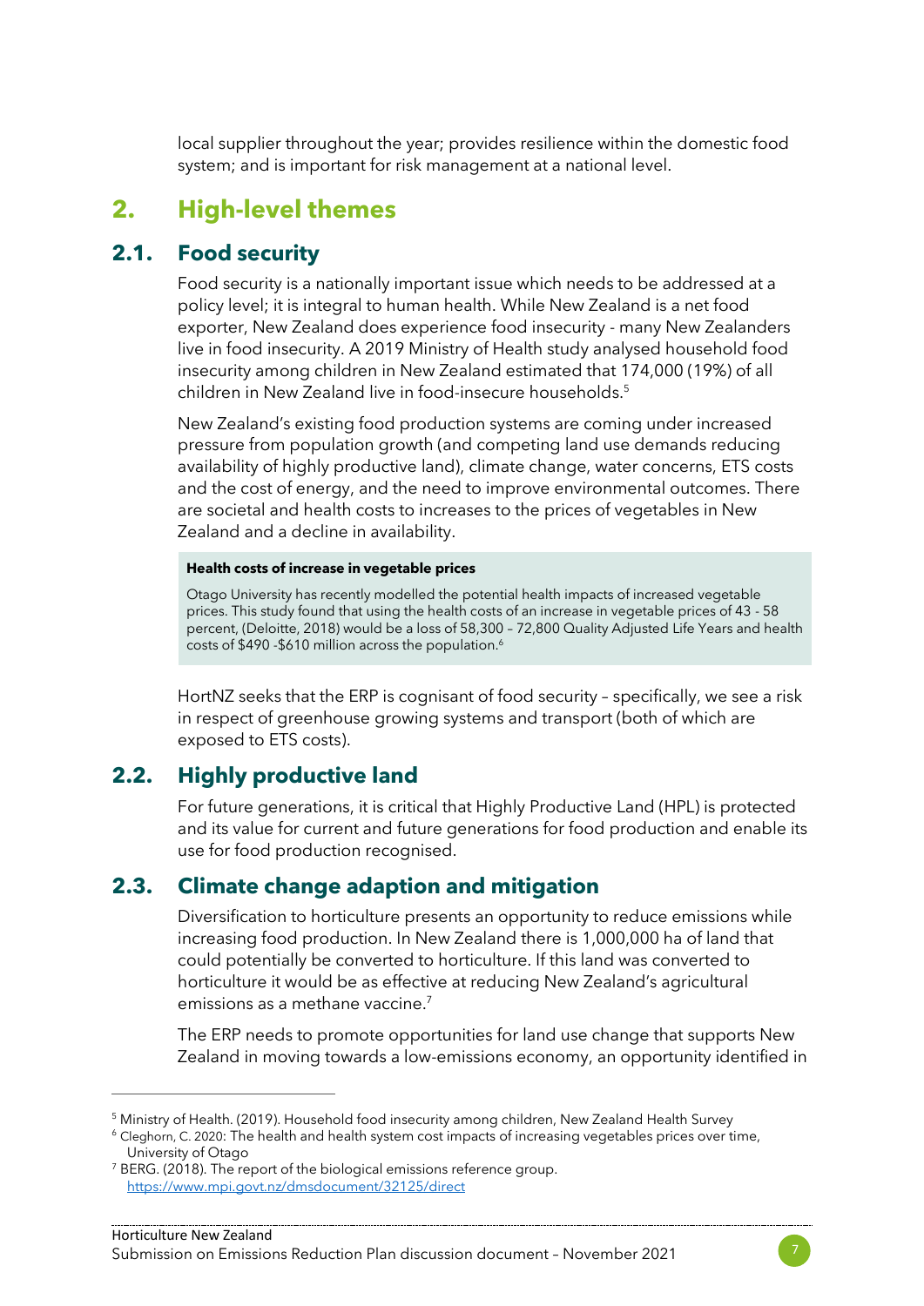local supplier throughout the year; provides resilience within the domestic food system; and is important for risk management at a national level.

# 2. High-level themes

## 2.1. Food security

Food security is a nationally important issue which needs to be addressed at a policy level; it is integral to human health. While New Zealand is a net food exporter, New Zealand does experience food insecurity - many New Zealanders live in food insecurity. A 2019 Ministry of Health study analysed household food insecurity among children in New Zealand estimated that 174,000 (19%) of all children in New Zealand live in food-insecure households.[5]

New Zealand's existing food production systems are coming under increased pressure from population growth (and competing land use demands reducing availability of highly productive land), climate change, water concerns, ETS costs and the cost of energy, and the need to improve environmental outcomes. There are societal and health costs to increases to the prices of vegetables in New Zealand and a decline in availability.

**Health costs of increase in vegetable prices**

Otago University has recently modelled the potential health impacts of increased vegetable prices. This study found that using the health costs of an increase in vegetable prices of 43 - 58 percent, (Deloitte, 2018) would be a loss of 58,300 – 72,800 Quality Adjusted Life Years and health costs of $490 -$610 million across the population.[6]

HortNZ seeks that the ERP is cognisant of food security – specifically, we see a risk in respect of greenhouse growing systems and transport (both of which are exposed to ETS costs).

## 2.2. Highly productive land

For future generations, it is critical that Highly Productive Land (HPL) is protected and its value for current and future generations for food production and enable its use for food production recognised.

## 2.3. Climate change adaption and mitigation

Diversification to horticulture presents an opportunity to reduce emissions while increasing food production. In New Zealand there is 1,000,000 ha of land that could potentially be converted to horticulture. If this land was converted to horticulture it would be as effective at reducing New Zealand's agricultural emissions as a methane vaccine.[7]

The ERP needs to promote opportunities for land use change that supports New Zealand in moving towards a low-emissions economy, an opportunity identified in

---

[5] Ministry of Health. (2019). Household food insecurity among children, New Zealand Health Survey

[6] Cleghorn, C. 2020: The health and health system cost impacts of increasing vegetables prices over time, University of Otago

[7] BERG. (2018). The report of the biological emissions reference group. https://www.mpi.govt.nz/dmsdocument/32125/direct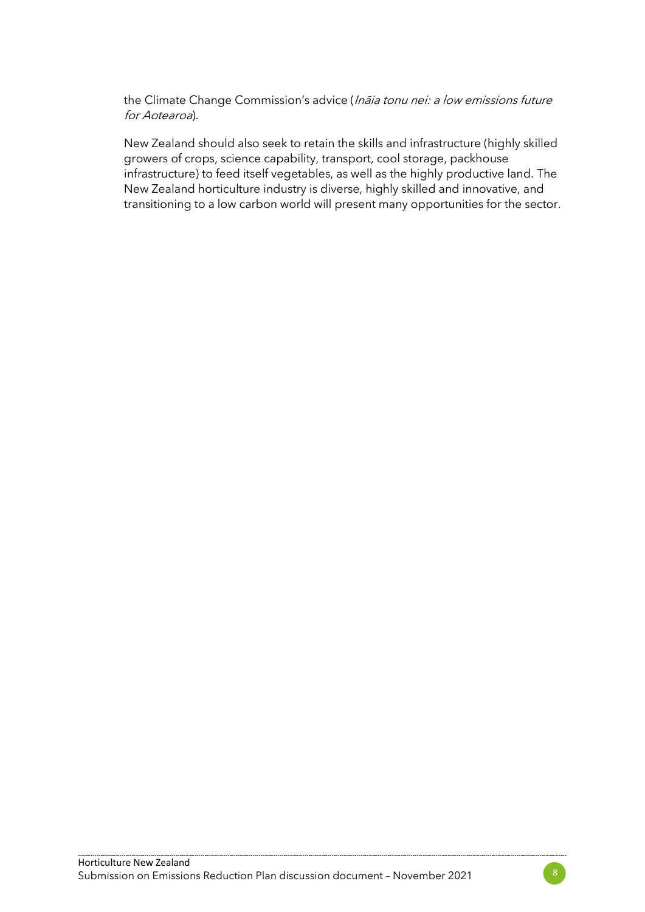the Climate Change Commission's advice (*Ināia tonu nei: a low emissions future for Aotearoa*).

New Zealand should also seek to retain the skills and infrastructure (highly skilled growers of crops, science capability, transport, cool storage, packhouse infrastructure) to feed itself vegetables, as well as the highly productive land. The New Zealand horticulture industry is diverse, highly skilled and innovative, and transitioning to a low carbon world will present many opportunities for the sector.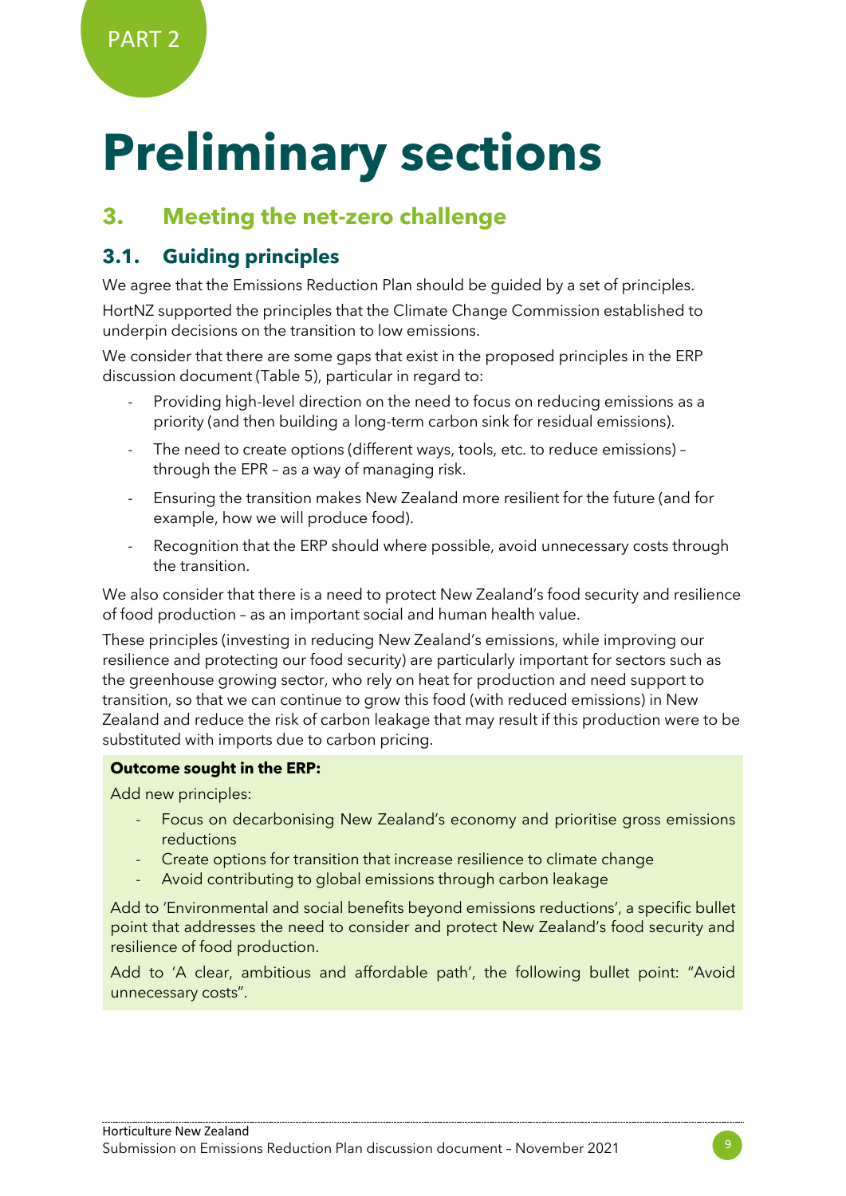PART 2

# Preliminary sections

## 3. Meeting the net-zero challenge

### 3.1. Guiding principles

We agree that the Emissions Reduction Plan should be guided by a set of principles.

HortNZ supported the principles that the Climate Change Commission established to underpin decisions on the transition to low emissions.

We consider that there are some gaps that exist in the proposed principles in the ERP discussion document (Table 5), particular in regard to:

- Providing high-level direction on the need to focus on reducing emissions as a priority (and then building a long-term carbon sink for residual emissions).
- The need to create options (different ways, tools, etc. to reduce emissions) – through the EPR – as a way of managing risk.
- Ensuring the transition makes New Zealand more resilient for the future (and for example, how we will produce food).
- Recognition that the ERP should where possible, avoid unnecessary costs through the transition.

We also consider that there is a need to protect New Zealand's food security and resilience of food production – as an important social and human health value.

These principles (investing in reducing New Zealand's emissions, while improving our resilience and protecting our food security) are particularly important for sectors such as the greenhouse growing sector, who rely on heat for production and need support to transition, so that we can continue to grow this food (with reduced emissions) in New Zealand and reduce the risk of carbon leakage that may result if this production were to be substituted with imports due to carbon pricing.

**Outcome sought in the ERP:**

Add new principles:

- Focus on decarbonising New Zealand's economy and prioritise gross emissions reductions
- Create options for transition that increase resilience to climate change
- Avoid contributing to global emissions through carbon leakage

Add to 'Environmental and social benefits beyond emissions reductions', a specific bullet point that addresses the need to consider and protect New Zealand's food security and resilience of food production.

Add to 'A clear, ambitious and affordable path', the following bullet point: "Avoid unnecessary costs".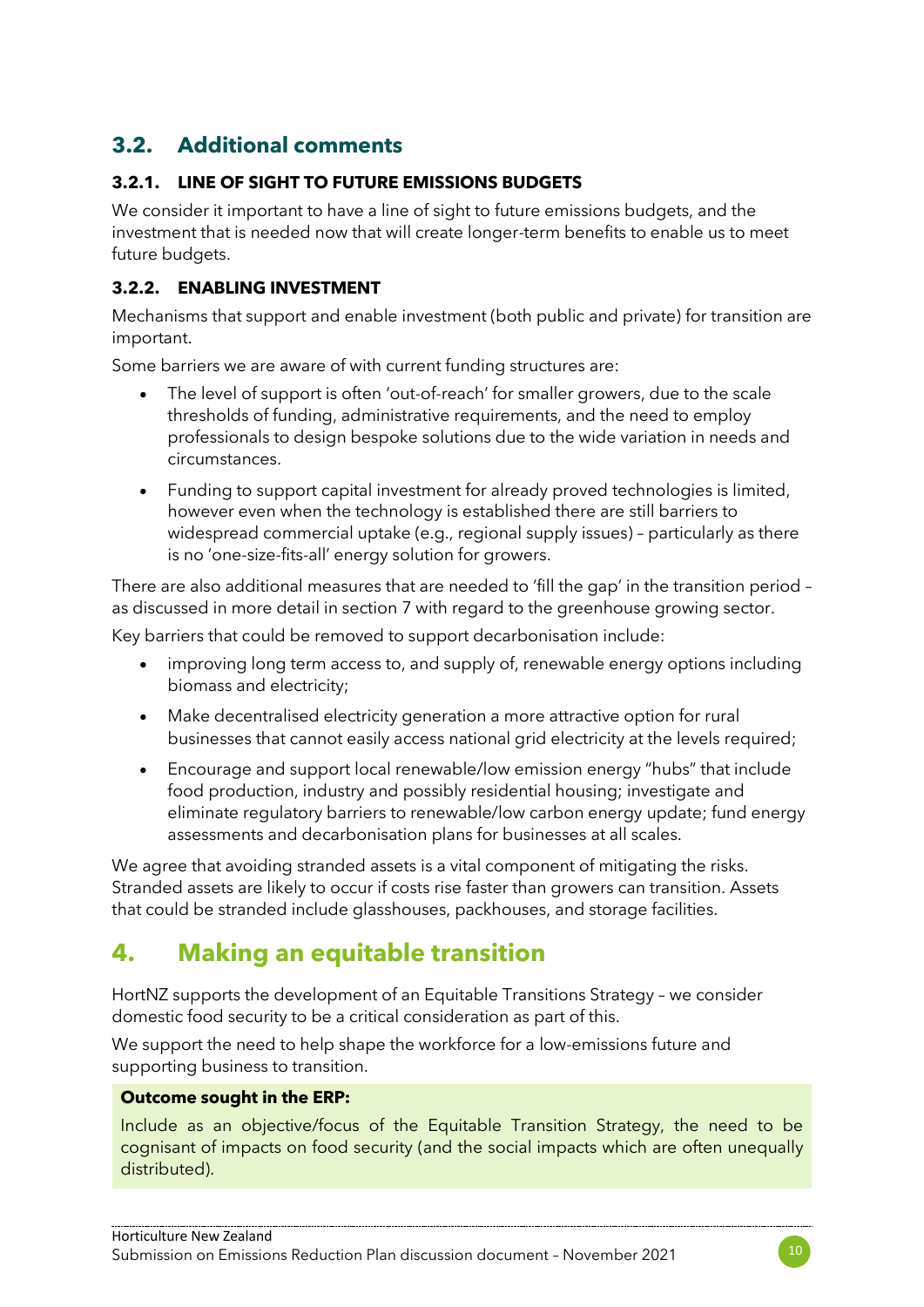## 3.2. Additional comments

### 3.2.1. LINE OF SIGHT TO FUTURE EMISSIONS BUDGETS

We consider it important to have a line of sight to future emissions budgets, and the investment that is needed now that will create longer-term benefits to enable us to meet future budgets.

### 3.2.2. ENABLING INVESTMENT

Mechanisms that support and enable investment (both public and private) for transition are important.

Some barriers we are aware of with current funding structures are:

- The level of support is often 'out-of-reach' for smaller growers, due to the scale thresholds of funding, administrative requirements, and the need to employ professionals to design bespoke solutions due to the wide variation in needs and circumstances.
- Funding to support capital investment for already proved technologies is limited, however even when the technology is established there are still barriers to widespread commercial uptake (e.g., regional supply issues) – particularly as there is no 'one-size-fits-all' energy solution for growers.

There are also additional measures that are needed to 'fill the gap' in the transition period – as discussed in more detail in section 7 with regard to the greenhouse growing sector.

Key barriers that could be removed to support decarbonisation include:

- improving long term access to, and supply of, renewable energy options including biomass and electricity;
- Make decentralised electricity generation a more attractive option for rural businesses that cannot easily access national grid electricity at the levels required;
- Encourage and support local renewable/low emission energy "hubs" that include food production, industry and possibly residential housing; investigate and eliminate regulatory barriers to renewable/low carbon energy update; fund energy assessments and decarbonisation plans for businesses at all scales.

We agree that avoiding stranded assets is a vital component of mitigating the risks. Stranded assets are likely to occur if costs rise faster than growers can transition. Assets that could be stranded include glasshouses, packhouses, and storage facilities.

# 4. Making an equitable transition

HortNZ supports the development of an Equitable Transitions Strategy – we consider domestic food security to be a critical consideration as part of this.

We support the need to help shape the workforce for a low-emissions future and supporting business to transition.

**Outcome sought in the ERP:**

Include as an objective/focus of the Equitable Transition Strategy, the need to be cognisant of impacts on food security (and the social impacts which are often unequally distributed).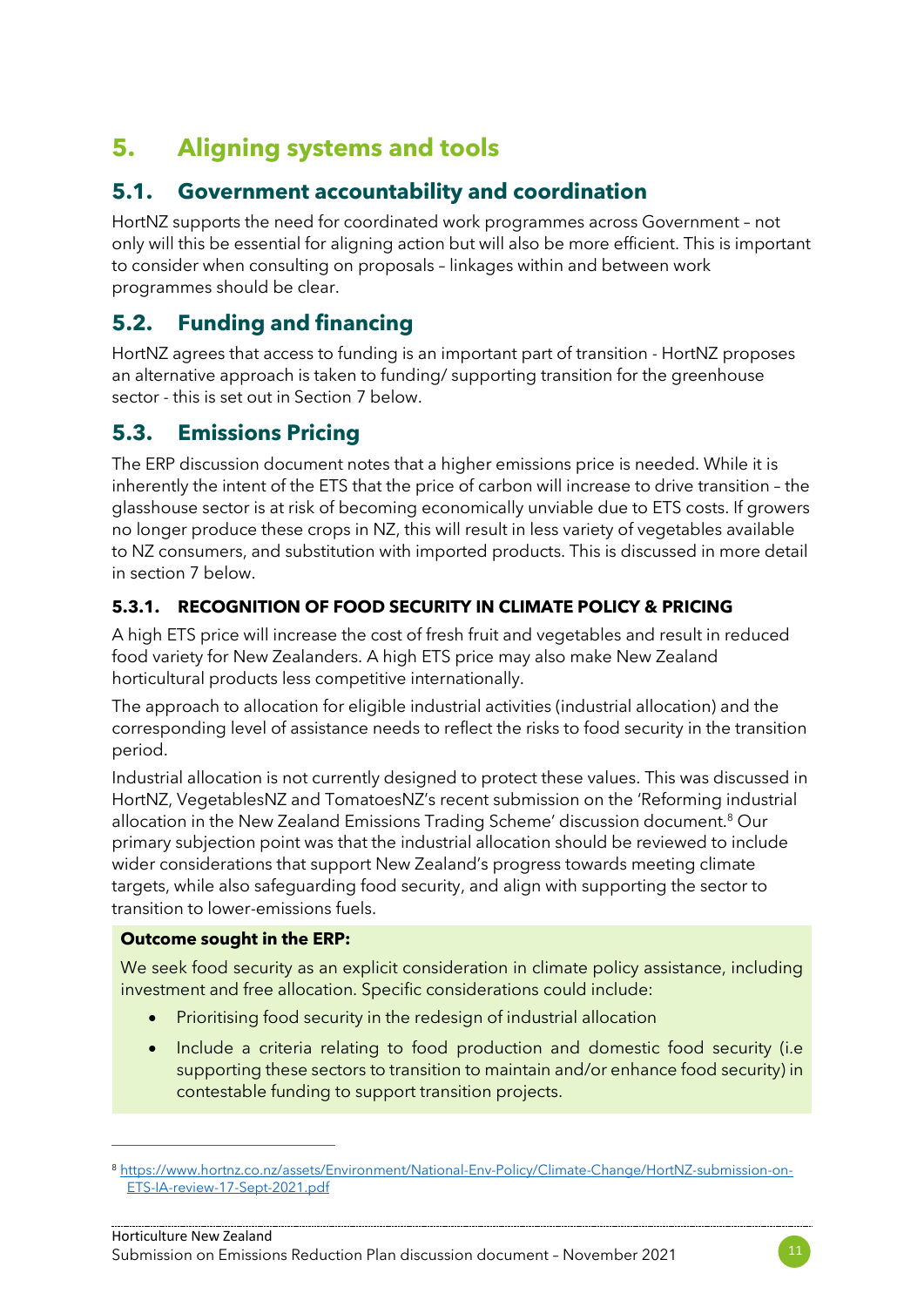# 5. Aligning systems and tools

## 5.1. Government accountability and coordination

HortNZ supports the need for coordinated work programmes across Government – not only will this be essential for aligning action but will also be more efficient. This is important to consider when consulting on proposals – linkages within and between work programmes should be clear.

## 5.2. Funding and financing

HortNZ agrees that access to funding is an important part of transition - HortNZ proposes an alternative approach is taken to funding/ supporting transition for the greenhouse sector - this is set out in Section 7 below.

## 5.3. Emissions Pricing

The ERP discussion document notes that a higher emissions price is needed. While it is inherently the intent of the ETS that the price of carbon will increase to drive transition – the glasshouse sector is at risk of becoming economically unviable due to ETS costs. If growers no longer produce these crops in NZ, this will result in less variety of vegetables available to NZ consumers, and substitution with imported products. This is discussed in more detail in section 7 below.

### 5.3.1. RECOGNITION OF FOOD SECURITY IN CLIMATE POLICY & PRICING

A high ETS price will increase the cost of fresh fruit and vegetables and result in reduced food variety for New Zealanders. A high ETS price may also make New Zealand horticultural products less competitive internationally.

The approach to allocation for eligible industrial activities (industrial allocation) and the corresponding level of assistance needs to reflect the risks to food security in the transition period.

Industrial allocation is not currently designed to protect these values. This was discussed in HortNZ, VegetablesNZ and TomatoesNZ's recent submission on the 'Reforming industrial allocation in the New Zealand Emissions Trading Scheme' discussion document.[8] Our primary subjection point was that the industrial allocation should be reviewed to include wider considerations that support New Zealand's progress towards meeting climate targets, while also safeguarding food security, and align with supporting the sector to transition to lower-emissions fuels.

**Outcome sought in the ERP:**

We seek food security as an explicit consideration in climate policy assistance, including investment and free allocation. Specific considerations could include:

- Prioritising food security in the redesign of industrial allocation
- Include a criteria relating to food production and domestic food security (i.e supporting these sectors to transition to maintain and/or enhance food security) in contestable funding to support transition projects.

---

[8] https://www.hortnz.co.nz/assets/Environment/National-Env-Policy/Climate-Change/HortNZ-submission-on-ETS-IA-review-17-Sept-2021.pdf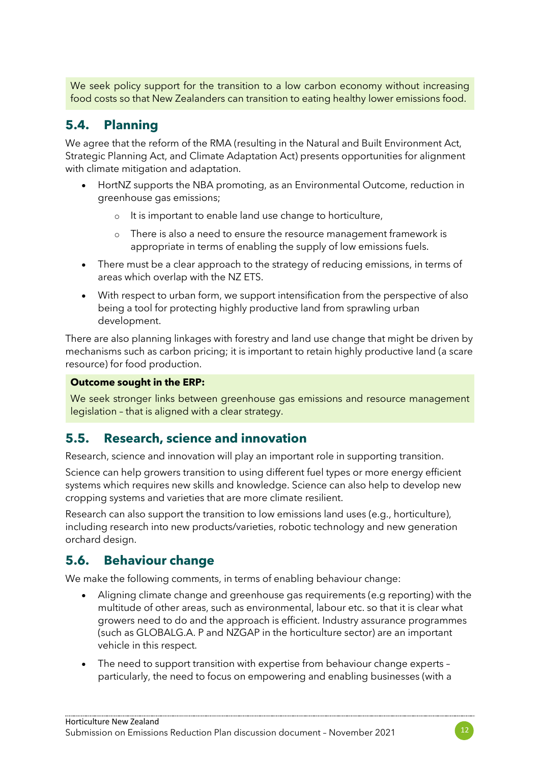We seek policy support for the transition to a low carbon economy without increasing food costs so that New Zealanders can transition to eating healthy lower emissions food.

## 5.4. Planning

We agree that the reform of the RMA (resulting in the Natural and Built Environment Act, Strategic Planning Act, and Climate Adaptation Act) presents opportunities for alignment with climate mitigation and adaptation.

- HortNZ supports the NBA promoting, as an Environmental Outcome, reduction in greenhouse gas emissions;
    - It is important to enable land use change to horticulture,
    - There is also a need to ensure the resource management framework is appropriate in terms of enabling the supply of low emissions fuels.
- There must be a clear approach to the strategy of reducing emissions, in terms of areas which overlap with the NZ ETS.
- With respect to urban form, we support intensification from the perspective of also being a tool for protecting highly productive land from sprawling urban development.

There are also planning linkages with forestry and land use change that might be driven by mechanisms such as carbon pricing; it is important to retain highly productive land (a scare resource) for food production.

**Outcome sought in the ERP:**

We seek stronger links between greenhouse gas emissions and resource management legislation – that is aligned with a clear strategy.

## 5.5. Research, science and innovation

Research, science and innovation will play an important role in supporting transition.

Science can help growers transition to using different fuel types or more energy efficient systems which requires new skills and knowledge. Science can also help to develop new cropping systems and varieties that are more climate resilient.

Research can also support the transition to low emissions land uses (e.g., horticulture), including research into new products/varieties, robotic technology and new generation orchard design.

## 5.6. Behaviour change

We make the following comments, in terms of enabling behaviour change:

- Aligning climate change and greenhouse gas requirements (e.g reporting) with the multitude of other areas, such as environmental, labour etc. so that it is clear what growers need to do and the approach is efficient. Industry assurance programmes (such as GLOBALG.A. P and NZGAP in the horticulture sector) are an important vehicle in this respect.
- The need to support transition with expertise from behaviour change experts – particularly, the need to focus on empowering and enabling businesses (with a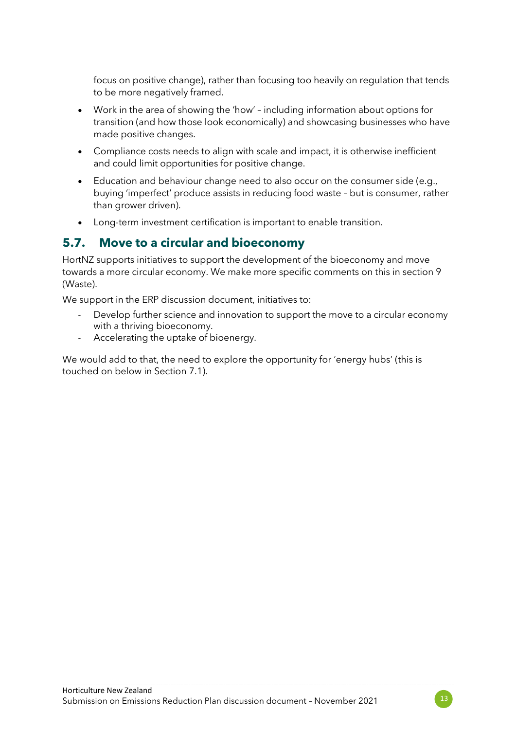focus on positive change), rather than focusing too heavily on regulation that tends to be more negatively framed.

- Work in the area of showing the 'how' – including information about options for transition (and how those look economically) and showcasing businesses who have made positive changes.
- Compliance costs needs to align with scale and impact, it is otherwise inefficient and could limit opportunities for positive change.
- Education and behaviour change need to also occur on the consumer side (e.g., buying 'imperfect' produce assists in reducing food waste – but is consumer, rather than grower driven).
- Long-term investment certification is important to enable transition.

## 5.7. Move to a circular and bioeconomy

HortNZ supports initiatives to support the development of the bioeconomy and move towards a more circular economy. We make more specific comments on this in section 9 (Waste).

We support in the ERP discussion document, initiatives to:

- Develop further science and innovation to support the move to a circular economy with a thriving bioeconomy.
- Accelerating the uptake of bioenergy.

We would add to that, the need to explore the opportunity for 'energy hubs' (this is touched on below in Section 7.1).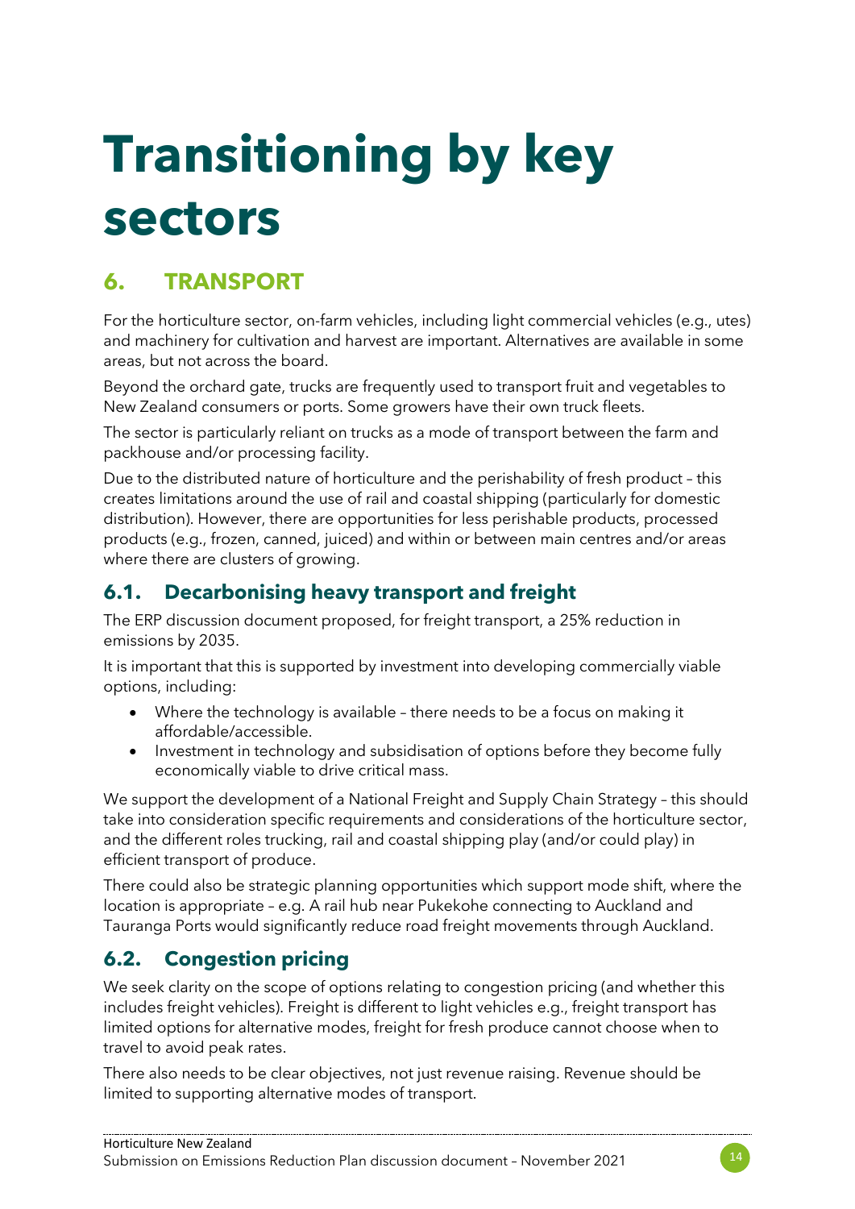# Transitioning by key sectors

## 6. TRANSPORT

For the horticulture sector, on-farm vehicles, including light commercial vehicles (e.g., utes) and machinery for cultivation and harvest are important. Alternatives are available in some areas, but not across the board.

Beyond the orchard gate, trucks are frequently used to transport fruit and vegetables to New Zealand consumers or ports. Some growers have their own truck fleets.

The sector is particularly reliant on trucks as a mode of transport between the farm and packhouse and/or processing facility.

Due to the distributed nature of horticulture and the perishability of fresh product – this creates limitations around the use of rail and coastal shipping (particularly for domestic distribution). However, there are opportunities for less perishable products, processed products (e.g., frozen, canned, juiced) and within or between main centres and/or areas where there are clusters of growing.

### 6.1. Decarbonising heavy transport and freight

The ERP discussion document proposed, for freight transport, a 25% reduction in emissions by 2035.

It is important that this is supported by investment into developing commercially viable options, including:

- Where the technology is available – there needs to be a focus on making it affordable/accessible.
- Investment in technology and subsidisation of options before they become fully economically viable to drive critical mass.

We support the development of a National Freight and Supply Chain Strategy – this should take into consideration specific requirements and considerations of the horticulture sector, and the different roles trucking, rail and coastal shipping play (and/or could play) in efficient transport of produce.

There could also be strategic planning opportunities which support mode shift, where the location is appropriate – e.g. A rail hub near Pukekohe connecting to Auckland and Tauranga Ports would significantly reduce road freight movements through Auckland.

### 6.2. Congestion pricing

We seek clarity on the scope of options relating to congestion pricing (and whether this includes freight vehicles). Freight is different to light vehicles e.g., freight transport has limited options for alternative modes, freight for fresh produce cannot choose when to travel to avoid peak rates.

There also needs to be clear objectives, not just revenue raising. Revenue should be limited to supporting alternative modes of transport.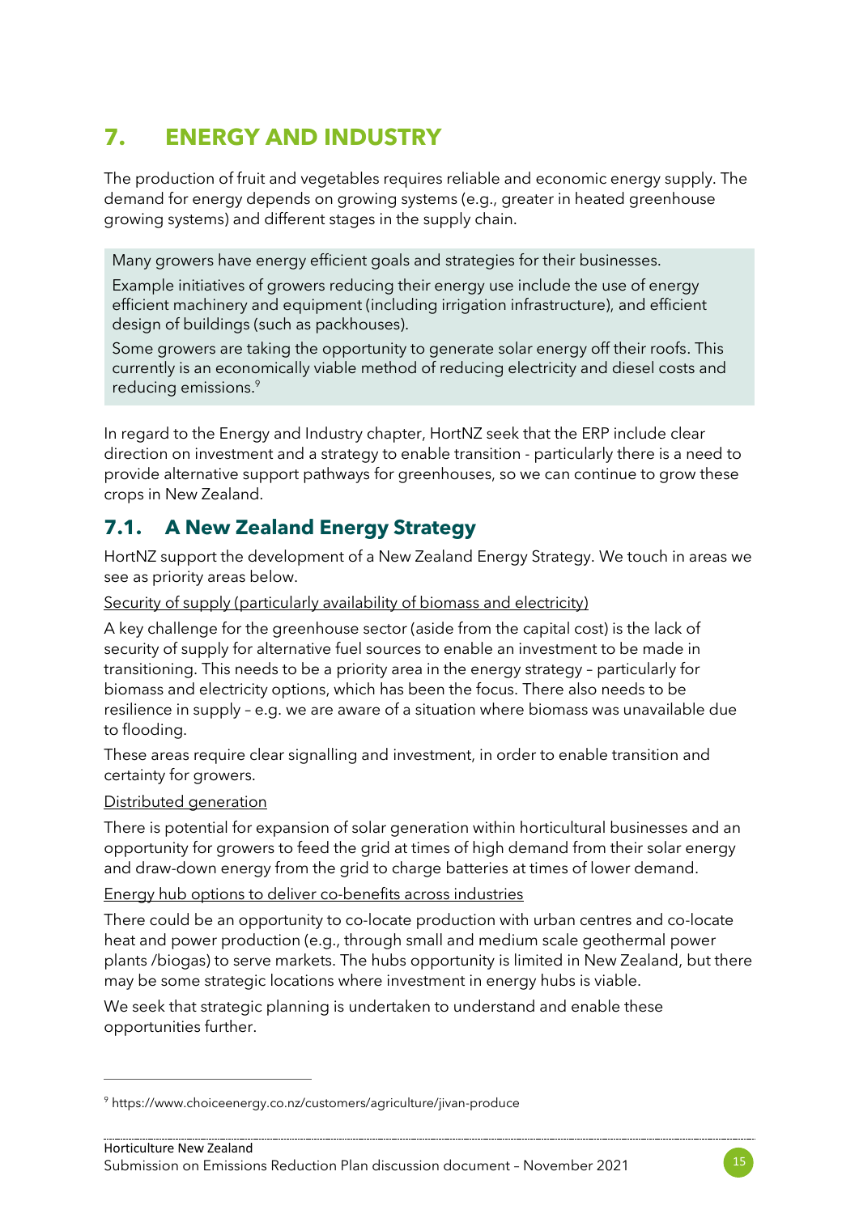# 7. ENERGY AND INDUSTRY

The production of fruit and vegetables requires reliable and economic energy supply. The demand for energy depends on growing systems (e.g., greater in heated greenhouse growing systems) and different stages in the supply chain.

> Many growers have energy efficient goals and strategies for their businesses.
>
> Example initiatives of growers reducing their energy use include the use of energy efficient machinery and equipment (including irrigation infrastructure), and efficient design of buildings (such as packhouses).
>
> Some growers are taking the opportunity to generate solar energy off their roofs. This currently is an economically viable method of reducing electricity and diesel costs and reducing emissions.[9]

In regard to the Energy and Industry chapter, HortNZ seek that the ERP include clear direction on investment and a strategy to enable transition - particularly there is a need to provide alternative support pathways for greenhouses, so we can continue to grow these crops in New Zealand.

## 7.1. A New Zealand Energy Strategy

HortNZ support the development of a New Zealand Energy Strategy. We touch in areas we see as priority areas below.

Security of supply (particularly availability of biomass and electricity)

A key challenge for the greenhouse sector (aside from the capital cost) is the lack of security of supply for alternative fuel sources to enable an investment to be made in transitioning. This needs to be a priority area in the energy strategy – particularly for biomass and electricity options, which has been the focus. There also needs to be resilience in supply – e.g. we are aware of a situation where biomass was unavailable due to flooding.

These areas require clear signalling and investment, in order to enable transition and certainty for growers.

Distributed generation

There is potential for expansion of solar generation within horticultural businesses and an opportunity for growers to feed the grid at times of high demand from their solar energy and draw-down energy from the grid to charge batteries at times of lower demand.

Energy hub options to deliver co-benefits across industries

There could be an opportunity to co-locate production with urban centres and co-locate heat and power production (e.g., through small and medium scale geothermal power plants /biogas) to serve markets. The hubs opportunity is limited in New Zealand, but there may be some strategic locations where investment in energy hubs is viable.

We seek that strategic planning is undertaken to understand and enable these opportunities further.

---

[9] https://www.choiceenergy.co.nz/customers/agriculture/jivan-produce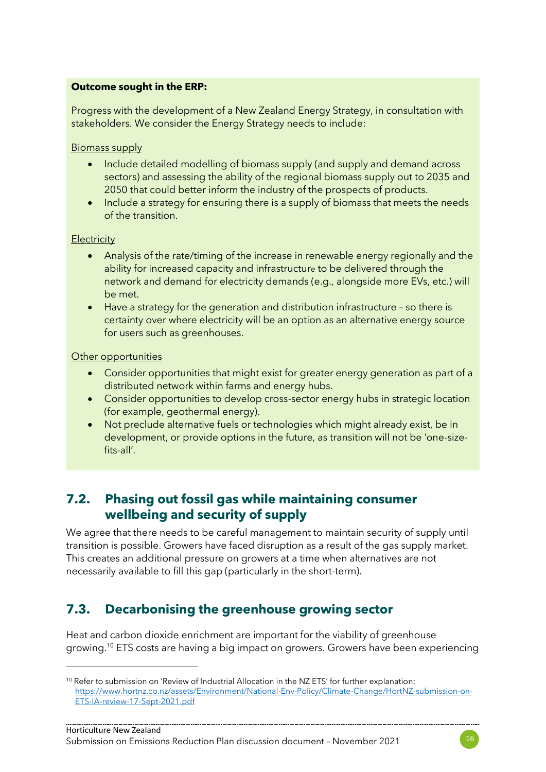**Outcome sought in the ERP:**

Progress with the development of a New Zealand Energy Strategy, in consultation with stakeholders. We consider the Energy Strategy needs to include:

Biomass supply

- Include detailed modelling of biomass supply (and supply and demand across sectors) and assessing the ability of the regional biomass supply out to 2035 and 2050 that could better inform the industry of the prospects of products.
- Include a strategy for ensuring there is a supply of biomass that meets the needs of the transition.

Electricity

- Analysis of the rate/timing of the increase in renewable energy regionally and the ability for increased capacity and infrastructure to be delivered through the network and demand for electricity demands (e.g., alongside more EVs, etc.) will be met.
- Have a strategy for the generation and distribution infrastructure – so there is certainty over where electricity will be an option as an alternative energy source for users such as greenhouses.

Other opportunities

- Consider opportunities that might exist for greater energy generation as part of a distributed network within farms and energy hubs.
- Consider opportunities to develop cross-sector energy hubs in strategic location (for example, geothermal energy).
- Not preclude alternative fuels or technologies which might already exist, be in development, or provide options in the future, as transition will not be 'one-size-fits-all'.

## 7.2. Phasing out fossil gas while maintaining consumer wellbeing and security of supply

We agree that there needs to be careful management to maintain security of supply until transition is possible. Growers have faced disruption as a result of the gas supply market. This creates an additional pressure on growers at a time when alternatives are not necessarily available to fill this gap (particularly in the short-term).

## 7.3. Decarbonising the greenhouse growing sector

Heat and carbon dioxide enrichment are important for the viability of greenhouse growing.[10] ETS costs are having a big impact on growers. Growers have been experiencing

[10] Refer to submission on 'Review of Industrial Allocation in the NZ ETS' for further explanation: https://www.hortnz.co.nz/assets/Environment/National-Env-Policy/Climate-Change/HortNZ-submission-on-ETS-IA-review-17-Sept-2021.pdf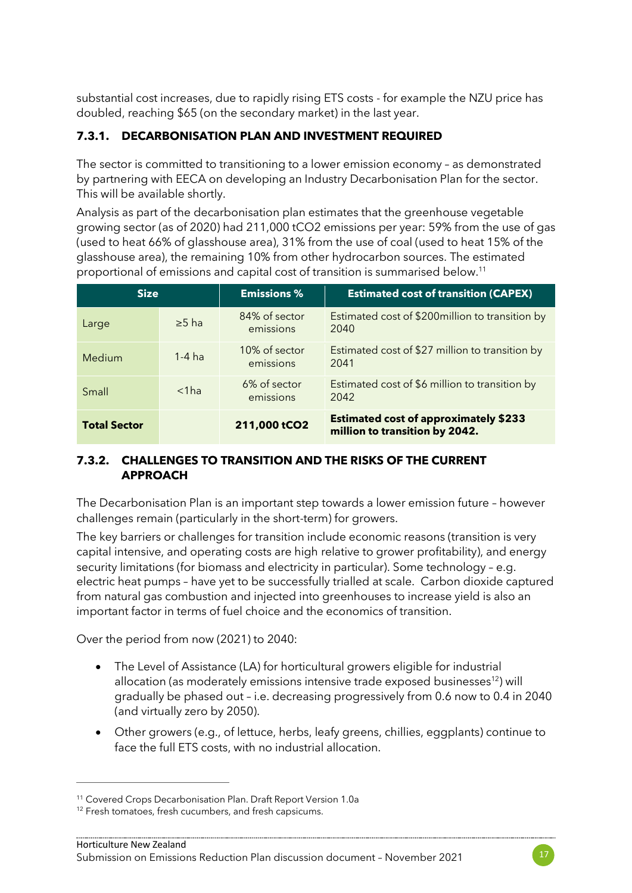substantial cost increases, due to rapidly rising ETS costs - for example the NZU price has doubled, reaching $65 (on the secondary market) in the last year.

### 7.3.1. DECARBONISATION PLAN AND INVESTMENT REQUIRED

The sector is committed to transitioning to a lower emission economy – as demonstrated by partnering with EECA on developing an Industry Decarbonisation Plan for the sector. This will be available shortly.

Analysis as part of the decarbonisation plan estimates that the greenhouse vegetable growing sector (as of 2020) had 211,000 $tCO_2$ emissions per year: 59% from the use of gas (used to heat 66% of glasshouse area), 31% from the use of coal (used to heat 15% of the glasshouse area), the remaining 10% from other hydrocarbon sources. The estimated proportional of emissions and capital cost of transition is summarised below.[11]

| Size | | Emissions % | Estimated cost of transition (CAPEX) |
|---|---|---|---|
| Large | ≥5 ha | 84% of sector emissions | Estimated cost of $200million to transition by 2040 |
| Medium | 1-4 ha | 10% of sector emissions | Estimated cost of $27 million to transition by 2041 |
| Small | <1ha | 6% of sector emissions | Estimated cost of $6 million to transition by 2042 |
| **Total Sector** | | **211,000 $tCO_2$** | **Estimated cost of approximately $233 million to transition by 2042.** |

### 7.3.2. CHALLENGES TO TRANSITION AND THE RISKS OF THE CURRENT APPROACH

The Decarbonisation Plan is an important step towards a lower emission future – however challenges remain (particularly in the short-term) for growers.

The key barriers or challenges for transition include economic reasons (transition is very capital intensive, and operating costs are high relative to grower profitability), and energy security limitations (for biomass and electricity in particular). Some technology – e.g. electric heat pumps – have yet to be successfully trialled at scale. Carbon dioxide captured from natural gas combustion and injected into greenhouses to increase yield is also an important factor in terms of fuel choice and the economics of transition.

Over the period from now (2021) to 2040:

- The Level of Assistance (LA) for horticultural growers eligible for industrial allocation (as moderately emissions intensive trade exposed businesses[12]) will gradually be phased out – i.e. decreasing progressively from 0.6 now to 0.4 in 2040 (and virtually zero by 2050).
- Other growers (e.g., of lettuce, herbs, leafy greens, chillies, eggplants) continue to face the full ETS costs, with no industrial allocation.

---

[11] Covered Crops Decarbonisation Plan. Draft Report Version 1.0a

[12] Fresh tomatoes, fresh cucumbers, and fresh capsicums.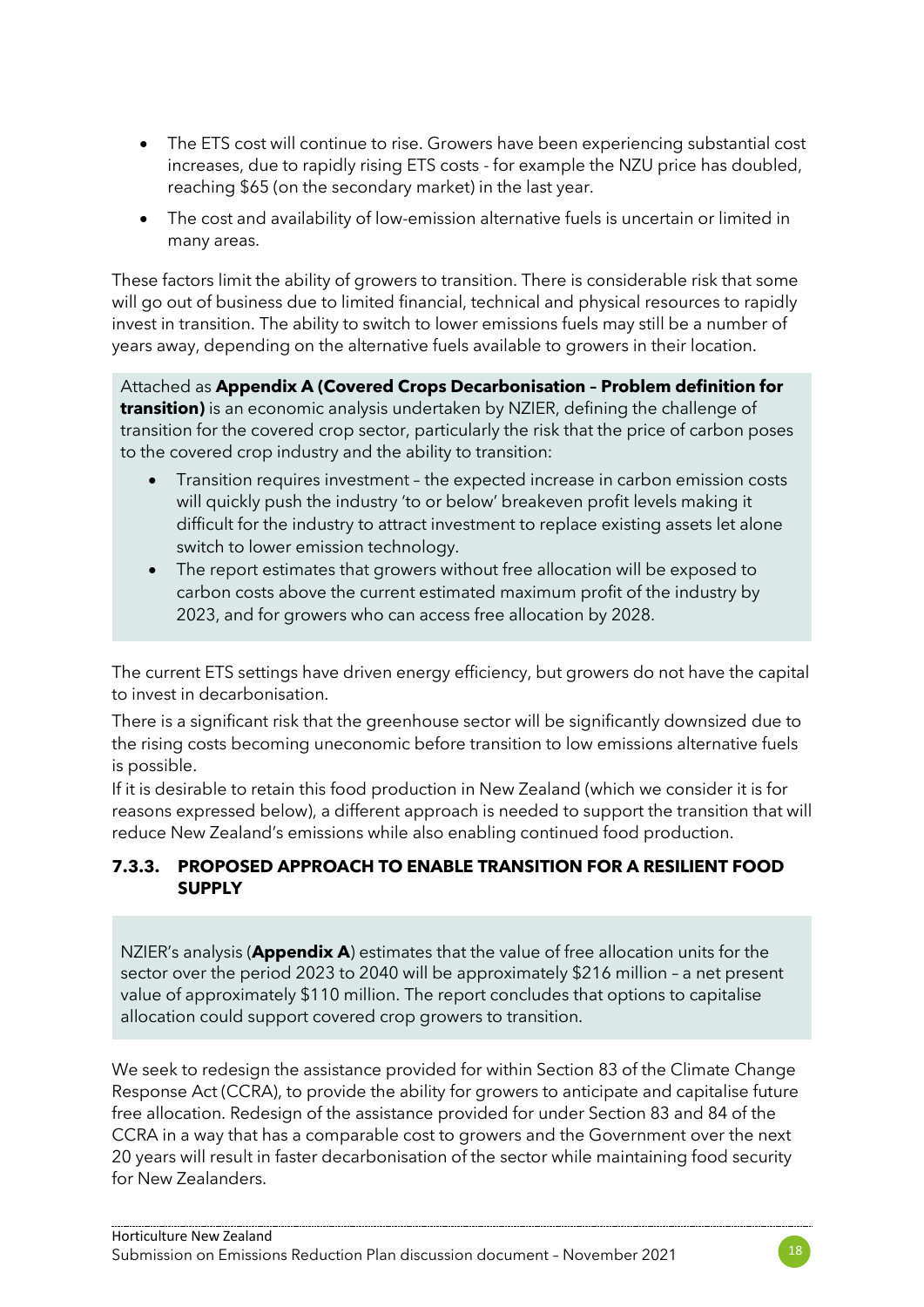- The ETS cost will continue to rise. Growers have been experiencing substantial cost increases, due to rapidly rising ETS costs - for example the NZU price has doubled, reaching $65 (on the secondary market) in the last year.
- The cost and availability of low-emission alternative fuels is uncertain or limited in many areas.

These factors limit the ability of growers to transition. There is considerable risk that some will go out of business due to limited financial, technical and physical resources to rapidly invest in transition. The ability to switch to lower emissions fuels may still be a number of years away, depending on the alternative fuels available to growers in their location.

Attached as **Appendix A (Covered Crops Decarbonisation – Problem definition for transition)** is an economic analysis undertaken by NZIER, defining the challenge of transition for the covered crop sector, particularly the risk that the price of carbon poses to the covered crop industry and the ability to transition:

- Transition requires investment – the expected increase in carbon emission costs will quickly push the industry 'to or below' breakeven profit levels making it difficult for the industry to attract investment to replace existing assets let alone switch to lower emission technology.
- The report estimates that growers without free allocation will be exposed to carbon costs above the current estimated maximum profit of the industry by 2023, and for growers who can access free allocation by 2028.

The current ETS settings have driven energy efficiency, but growers do not have the capital to invest in decarbonisation.

There is a significant risk that the greenhouse sector will be significantly downsized due to the rising costs becoming uneconomic before transition to low emissions alternative fuels is possible.

If it is desirable to retain this food production in New Zealand (which we consider it is for reasons expressed below), a different approach is needed to support the transition that will reduce New Zealand's emissions while also enabling continued food production.

### 7.3.3. PROPOSED APPROACH TO ENABLE TRANSITION FOR A RESILIENT FOOD SUPPLY

NZIER's analysis (**Appendix A**) estimates that the value of free allocation units for the sector over the period 2023 to 2040 will be approximately $216 million – a net present value of approximately $110 million. The report concludes that options to capitalise allocation could support covered crop growers to transition.

We seek to redesign the assistance provided for within Section 83 of the Climate Change Response Act (CCRA), to provide the ability for growers to anticipate and capitalise future free allocation. Redesign of the assistance provided for under Section 83 and 84 of the CCRA in a way that has a comparable cost to growers and the Government over the next 20 years will result in faster decarbonisation of the sector while maintaining food security for New Zealanders.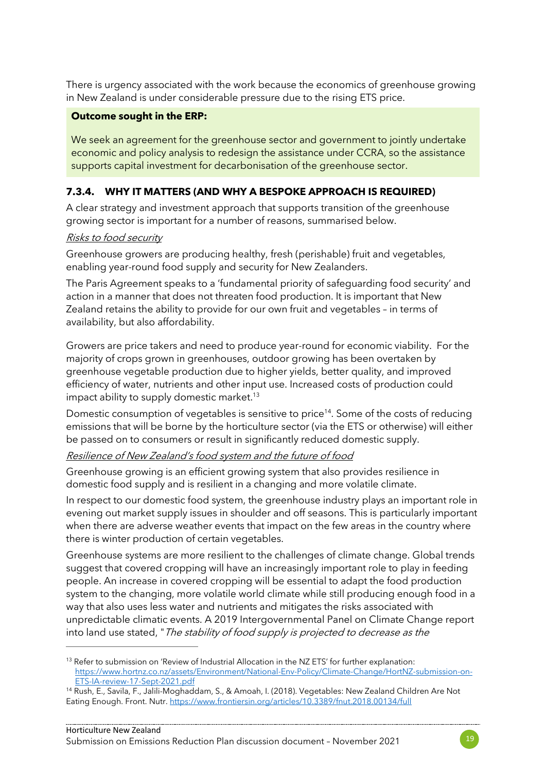There is urgency associated with the work because the economics of greenhouse growing in New Zealand is under considerable pressure due to the rising ETS price.

**Outcome sought in the ERP:**

We seek an agreement for the greenhouse sector and government to jointly undertake economic and policy analysis to redesign the assistance under CCRA, so the assistance supports capital investment for decarbonisation of the greenhouse sector.

### 7.3.4. WHY IT MATTERS (AND WHY A BESPOKE APPROACH IS REQUIRED)

A clear strategy and investment approach that supports transition of the greenhouse growing sector is important for a number of reasons, summarised below.

*Risks to food security*

Greenhouse growers are producing healthy, fresh (perishable) fruit and vegetables, enabling year-round food supply and security for New Zealanders.

The Paris Agreement speaks to a 'fundamental priority of safeguarding food security' and action in a manner that does not threaten food production. It is important that New Zealand retains the ability to provide for our own fruit and vegetables – in terms of availability, but also affordability.

Growers are price takers and need to produce year-round for economic viability. For the majority of crops grown in greenhouses, outdoor growing has been overtaken by greenhouse vegetable production due to higher yields, better quality, and improved efficiency of water, nutrients and other input use. Increased costs of production could impact ability to supply domestic market.[13]

Domestic consumption of vegetables is sensitive to price[14]. Some of the costs of reducing emissions that will be borne by the horticulture sector (via the ETS or otherwise) will either be passed on to consumers or result in significantly reduced domestic supply.

*Resilience of New Zealand's food system and the future of food*

Greenhouse growing is an efficient growing system that also provides resilience in domestic food supply and is resilient in a changing and more volatile climate.

In respect to our domestic food system, the greenhouse industry plays an important role in evening out market supply issues in shoulder and off seasons. This is particularly important when there are adverse weather events that impact on the few areas in the country where there is winter production of certain vegetables.

Greenhouse systems are more resilient to the challenges of climate change. Global trends suggest that covered cropping will have an increasingly important role to play in feeding people. An increase in covered cropping will be essential to adapt the food production system to the changing, more volatile world climate while still producing enough food in a way that also uses less water and nutrients and mitigates the risks associated with unpredictable climatic events. A 2019 Intergovernmental Panel on Climate Change report into land use stated, "*The stability of food supply is projected to decrease as the*

---

[13] Refer to submission on 'Review of Industrial Allocation in the NZ ETS' for further explanation: https://www.hortnz.co.nz/assets/Environment/National-Env-Policy/Climate-Change/HortNZ-submission-on-ETS-IA-review-17-Sept-2021.pdf

[14] Rush, E., Savila, F., Jalili-Moghaddam, S., & Amoah, I. (2018). Vegetables: New Zealand Children Are Not Eating Enough. Front. Nutr. https://www.frontiersin.org/articles/10.3389/fnut.2018.00134/full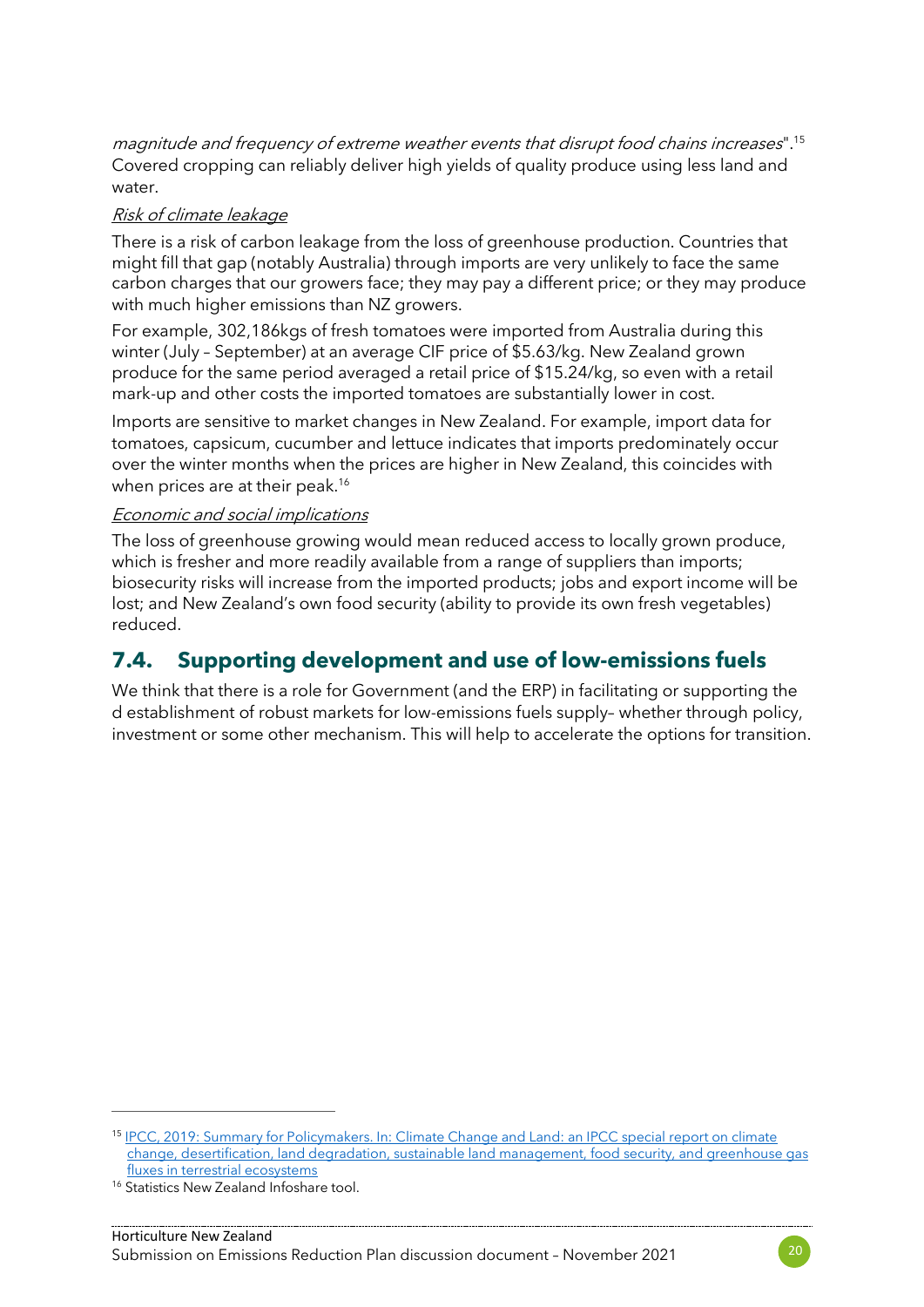*magnitude and frequency of extreme weather events that disrupt food chains increases*".[15] Covered cropping can reliably deliver high yields of quality produce using less land and water.

*Risk of climate leakage*

There is a risk of carbon leakage from the loss of greenhouse production. Countries that might fill that gap (notably Australia) through imports are very unlikely to face the same carbon charges that our growers face; they may pay a different price; or they may produce with much higher emissions than NZ growers.

For example, 302,186kgs of fresh tomatoes were imported from Australia during this winter (July – September) at an average CIF price of $5.63/kg. New Zealand grown produce for the same period averaged a retail price of $15.24/kg, so even with a retail mark-up and other costs the imported tomatoes are substantially lower in cost.

Imports are sensitive to market changes in New Zealand. For example, import data for tomatoes, capsicum, cucumber and lettuce indicates that imports predominately occur over the winter months when the prices are higher in New Zealand, this coincides with when prices are at their peak.[16]

*Economic and social implications*

The loss of greenhouse growing would mean reduced access to locally grown produce, which is fresher and more readily available from a range of suppliers than imports; biosecurity risks will increase from the imported products; jobs and export income will be lost; and New Zealand's own food security (ability to provide its own fresh vegetables) reduced.

## 7.4. Supporting development and use of low-emissions fuels

We think that there is a role for Government (and the ERP) in facilitating or supporting the d establishment of robust markets for low-emissions fuels supply– whether through policy, investment or some other mechanism. This will help to accelerate the options for transition.

---

[15] IPCC, 2019: Summary for Policymakers. In: Climate Change and Land: an IPCC special report on climate change, desertification, land degradation, sustainable land management, food security, and greenhouse gas fluxes in terrestrial ecosystems

[16] Statistics New Zealand Infoshare tool.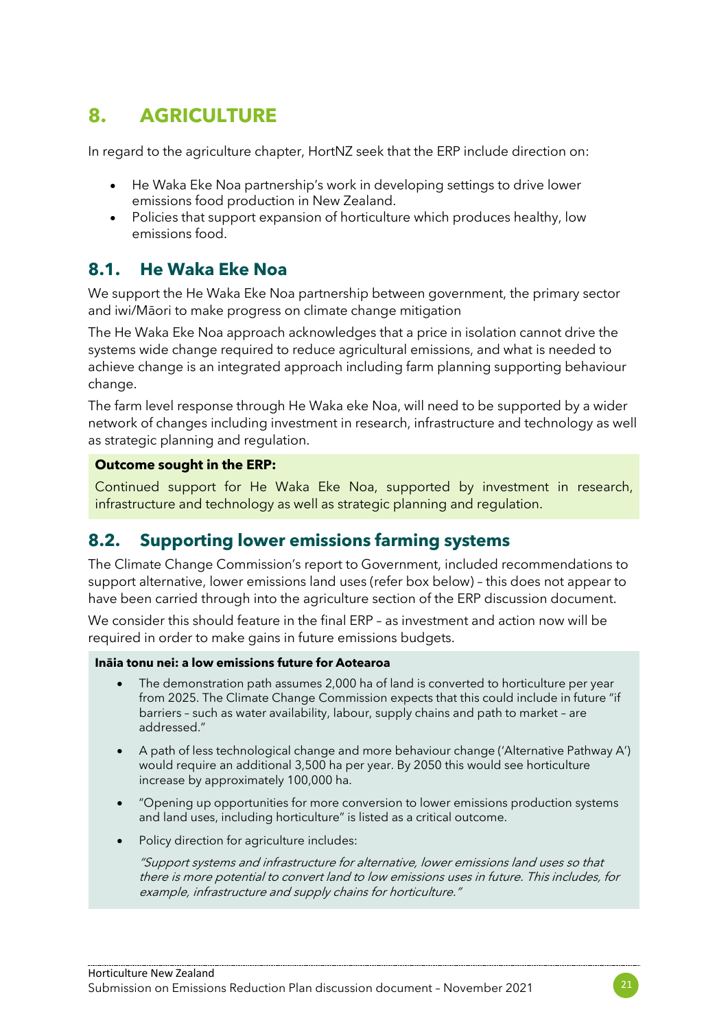# 8. AGRICULTURE

In regard to the agriculture chapter, HortNZ seek that the ERP include direction on:

- He Waka Eke Noa partnership's work in developing settings to drive lower emissions food production in New Zealand.
- Policies that support expansion of horticulture which produces healthy, low emissions food.

## 8.1. He Waka Eke Noa

We support the He Waka Eke Noa partnership between government, the primary sector and iwi/Māori to make progress on climate change mitigation

The He Waka Eke Noa approach acknowledges that a price in isolation cannot drive the systems wide change required to reduce agricultural emissions, and what is needed to achieve change is an integrated approach including farm planning supporting behaviour change.

The farm level response through He Waka eke Noa, will need to be supported by a wider network of changes including investment in research, infrastructure and technology as well as strategic planning and regulation.

**Outcome sought in the ERP:**

Continued support for He Waka Eke Noa, supported by investment in research, infrastructure and technology as well as strategic planning and regulation.

## 8.2. Supporting lower emissions farming systems

The Climate Change Commission's report to Government, included recommendations to support alternative, lower emissions land uses (refer box below) – this does not appear to have been carried through into the agriculture section of the ERP discussion document.

We consider this should feature in the final ERP – as investment and action now will be required in order to make gains in future emissions budgets.

**Ināia tonu nei: a low emissions future for Aotearoa**

- The demonstration path assumes 2,000 ha of land is converted to horticulture per year from 2025. The Climate Change Commission expects that this could include in future "if barriers – such as water availability, labour, supply chains and path to market – are addressed."
- A path of less technological change and more behaviour change ('Alternative Pathway A') would require an additional 3,500 ha per year. By 2050 this would see horticulture increase by approximately 100,000 ha.
- "Opening up opportunities for more conversion to lower emissions production systems and land uses, including horticulture" is listed as a critical outcome.
- Policy direction for agriculture includes:

  *"Support systems and infrastructure for alternative, lower emissions land uses so that there is more potential to convert land to low emissions uses in future. This includes, for example, infrastructure and supply chains for horticulture."*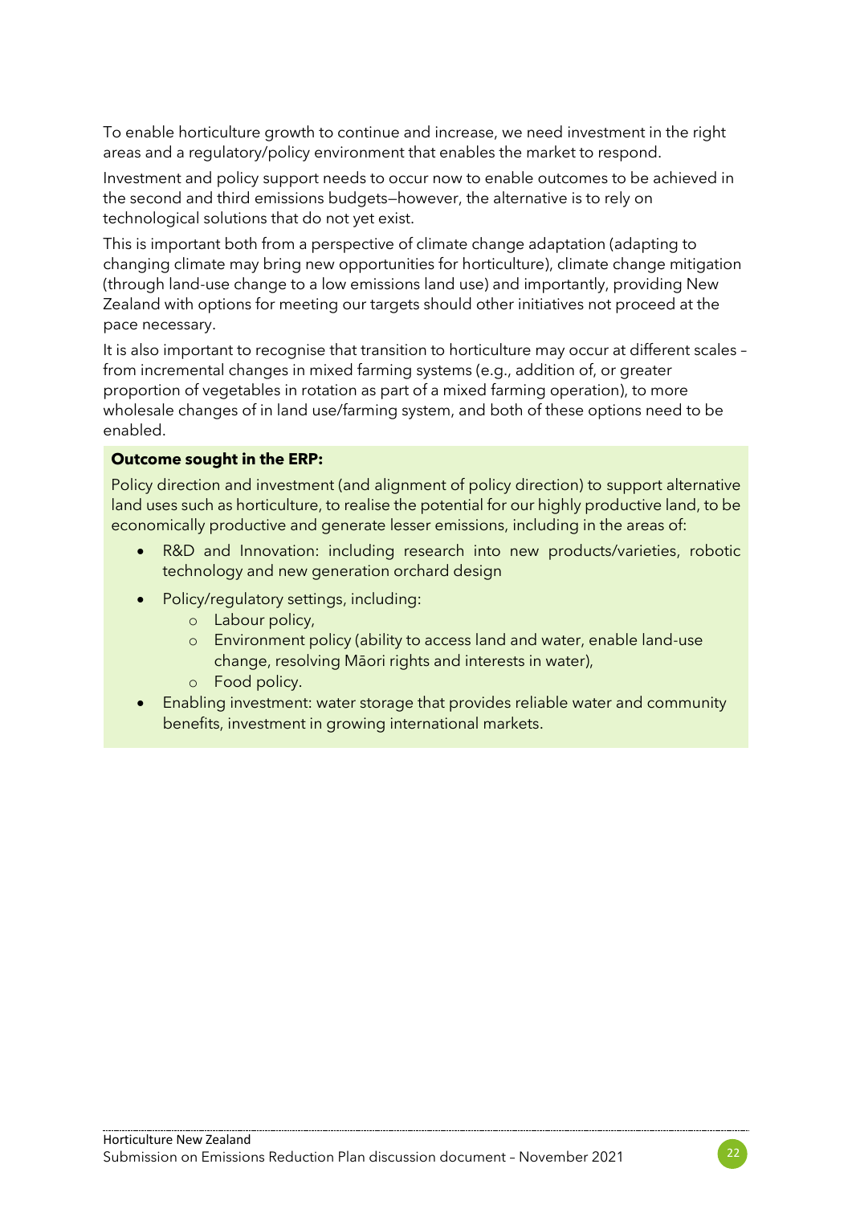To enable horticulture growth to continue and increase, we need investment in the right areas and a regulatory/policy environment that enables the market to respond.

Investment and policy support needs to occur now to enable outcomes to be achieved in the second and third emissions budgets—however, the alternative is to rely on technological solutions that do not yet exist.

This is important both from a perspective of climate change adaptation (adapting to changing climate may bring new opportunities for horticulture), climate change mitigation (through land-use change to a low emissions land use) and importantly, providing New Zealand with options for meeting our targets should other initiatives not proceed at the pace necessary.

It is also important to recognise that transition to horticulture may occur at different scales – from incremental changes in mixed farming systems (e.g., addition of, or greater proportion of vegetables in rotation as part of a mixed farming operation), to more wholesale changes of in land use/farming system, and both of these options need to be enabled.

**Outcome sought in the ERP:**

Policy direction and investment (and alignment of policy direction) to support alternative land uses such as horticulture, to realise the potential for our highly productive land, to be economically productive and generate lesser emissions, including in the areas of:

- R&D and Innovation: including research into new products/varieties, robotic technology and new generation orchard design
- Policy/regulatory settings, including:
  - Labour policy,
  - Environment policy (ability to access land and water, enable land-use change, resolving Māori rights and interests in water),
  - Food policy.
- Enabling investment: water storage that provides reliable water and community benefits, investment in growing international markets.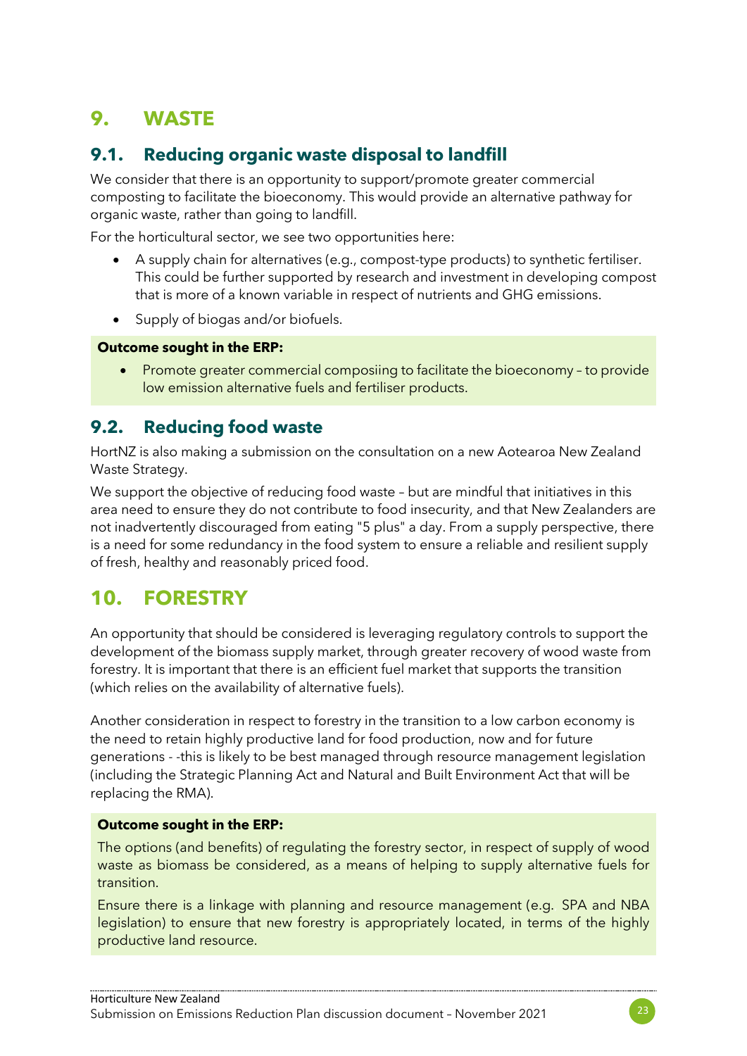# 9. WASTE

## 9.1. Reducing organic waste disposal to landfill

We consider that there is an opportunity to support/promote greater commercial composting to facilitate the bioeconomy. This would provide an alternative pathway for organic waste, rather than going to landfill.

For the horticultural sector, we see two opportunities here:

- A supply chain for alternatives (e.g., compost-type products) to synthetic fertiliser. This could be further supported by research and investment in developing compost that is more of a known variable in respect of nutrients and GHG emissions.
- Supply of biogas and/or biofuels.

**Outcome sought in the ERP:**

- Promote greater commercial composiing to facilitate the bioeconomy – to provide low emission alternative fuels and fertiliser products.

## 9.2. Reducing food waste

HortNZ is also making a submission on the consultation on a new Aotearoa New Zealand Waste Strategy.

We support the objective of reducing food waste – but are mindful that initiatives in this area need to ensure they do not contribute to food insecurity, and that New Zealanders are not inadvertently discouraged from eating "5 plus" a day. From a supply perspective, there is a need for some redundancy in the food system to ensure a reliable and resilient supply of fresh, healthy and reasonably priced food.

# 10. FORESTRY

An opportunity that should be considered is leveraging regulatory controls to support the development of the biomass supply market, through greater recovery of wood waste from forestry. It is important that there is an efficient fuel market that supports the transition (which relies on the availability of alternative fuels).

Another consideration in respect to forestry in the transition to a low carbon economy is the need to retain highly productive land for food production, now and for future generations - -this is likely to be best managed through resource management legislation (including the Strategic Planning Act and Natural and Built Environment Act that will be replacing the RMA).

**Outcome sought in the ERP:**

The options (and benefits) of regulating the forestry sector, in respect of supply of wood waste as biomass be considered, as a means of helping to supply alternative fuels for transition.

Ensure there is a linkage with planning and resource management (e.g. SPA and NBA legislation) to ensure that new forestry is appropriately located, in terms of the highly productive land resource.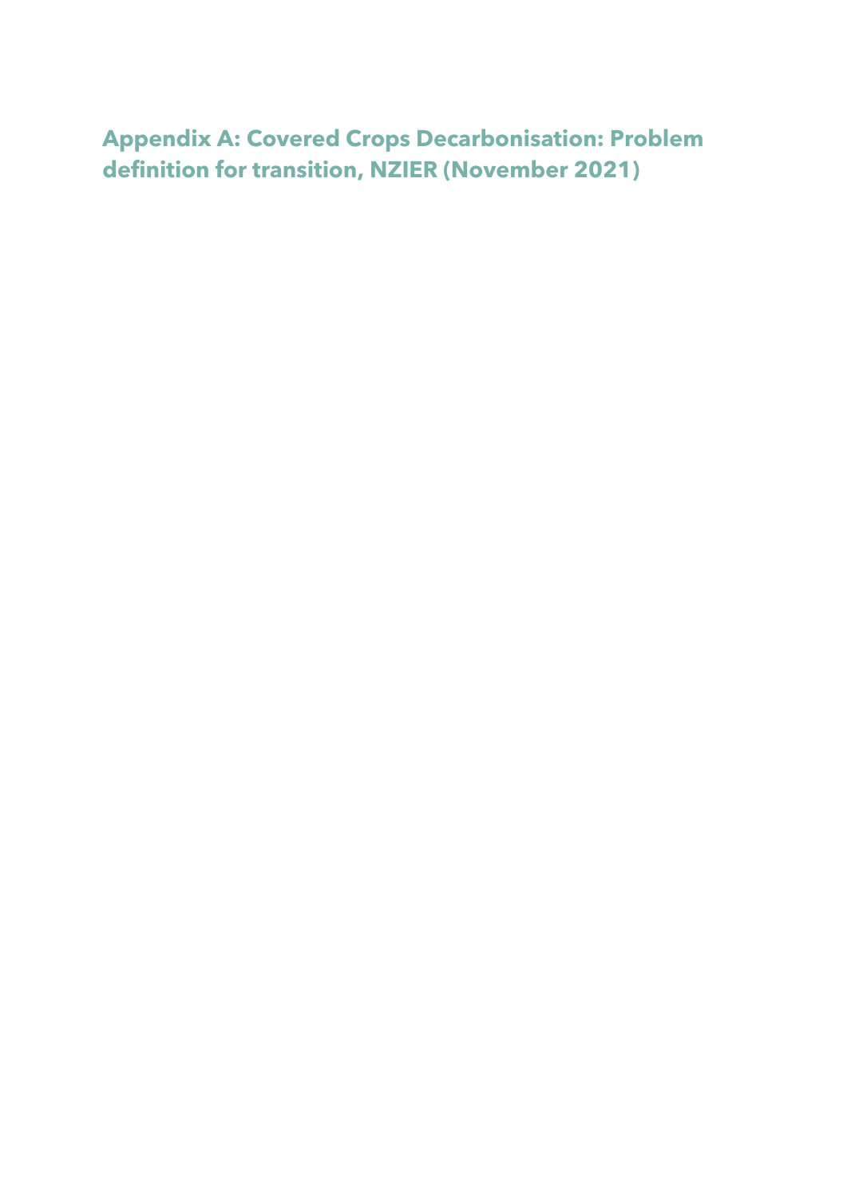# Appendix A: Covered Crops Decarbonisation: Problem definition for transition, NZIER (November 2021)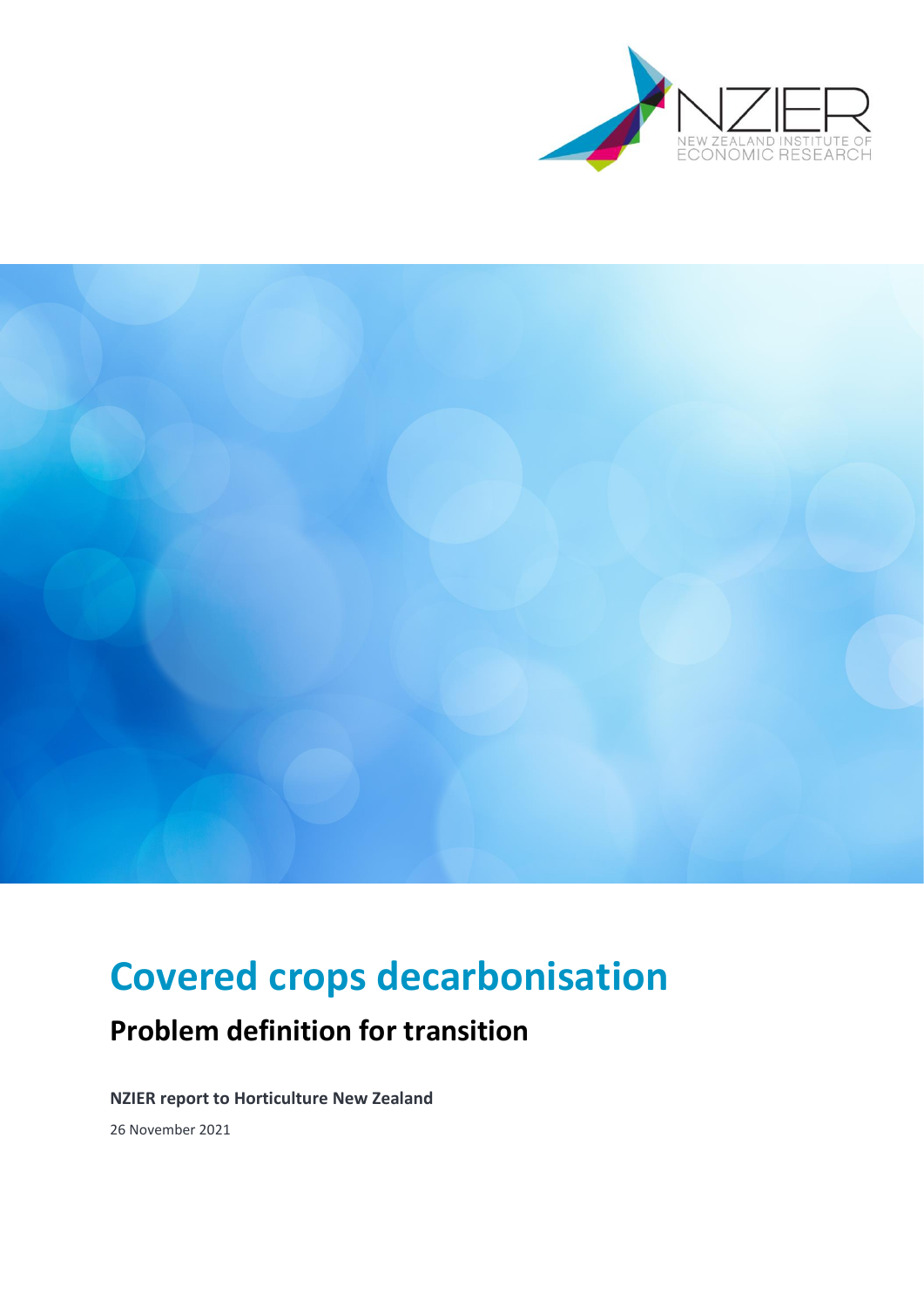# Covered crops decarbonisation

## Problem definition for transition

**NZIER report to Horticulture New Zealand**

26 November 2021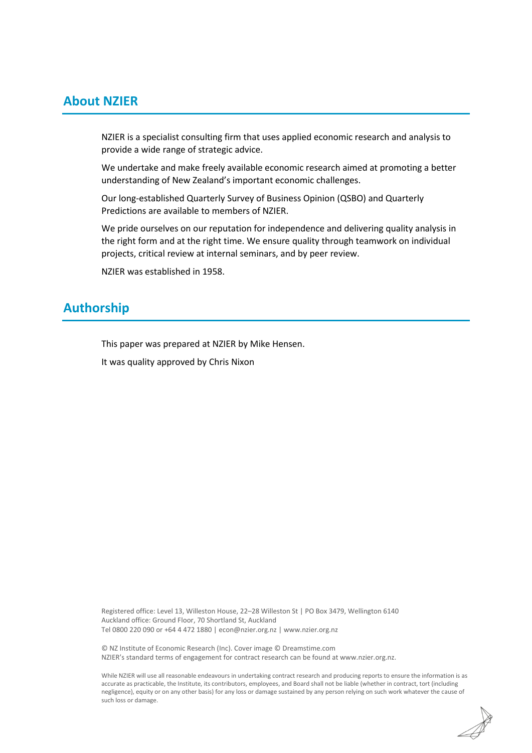## About NZIER

NZIER is a specialist consulting firm that uses applied economic research and analysis to provide a wide range of strategic advice.

We undertake and make freely available economic research aimed at promoting a better understanding of New Zealand's important economic challenges.

Our long-established Quarterly Survey of Business Opinion (QSBO) and Quarterly Predictions are available to members of NZIER.

We pride ourselves on our reputation for independence and delivering quality analysis in the right form and at the right time. We ensure quality through teamwork on individual projects, critical review at internal seminars, and by peer review.

NZIER was established in 1958.

## Authorship

This paper was prepared at NZIER by Mike Hensen.

It was quality approved by Chris Nixon

Registered office: Level 13, Willeston House, 22–28 Willeston St | PO Box 3479, Wellington 6140
Auckland office: Ground Floor, 70 Shortland St, Auckland
Tel 0800 220 090 or +64 4 472 1880 | econ@nzier.org.nz | www.nzier.org.nz

© NZ Institute of Economic Research (Inc). Cover image © Dreamstime.com
NZIER's standard terms of engagement for contract research can be found at www.nzier.org.nz.

While NZIER will use all reasonable endeavours in undertaking contract research and producing reports to ensure the information is as accurate as practicable, the Institute, its contributors, employees, and Board shall not be liable (whether in contract, tort (including negligence), equity or on any other basis) for any loss or damage sustained by any person relying on such work whatever the cause of such loss or damage.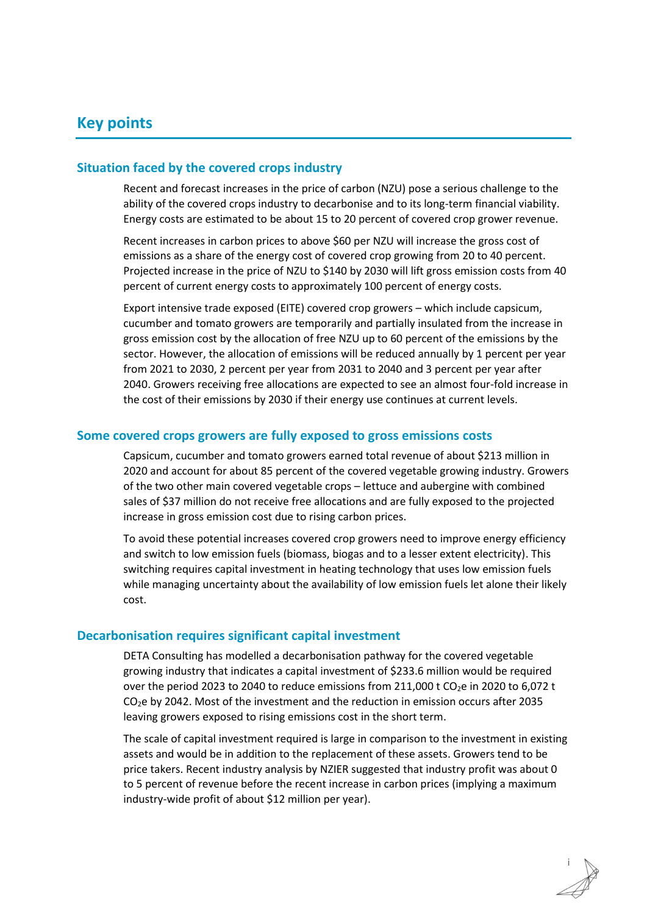# Key points

## Situation faced by the covered crops industry

Recent and forecast increases in the price of carbon (NZU) pose a serious challenge to the ability of the covered crops industry to decarbonise and to its long-term financial viability. Energy costs are estimated to be about 15 to 20 percent of covered crop grower revenue.

Recent increases in carbon prices to above $60 per NZU will increase the gross cost of emissions as a share of the energy cost of covered crop growing from 20 to 40 percent. Projected increase in the price of NZU to $140 by 2030 will lift gross emission costs from 40 percent of current energy costs to approximately 100 percent of energy costs.

Export intensive trade exposed (EITE) covered crop growers – which include capsicum, cucumber and tomato growers are temporarily and partially insulated from the increase in gross emission cost by the allocation of free NZU up to 60 percent of the emissions by the sector. However, the allocation of emissions will be reduced annually by 1 percent per year from 2021 to 2030, 2 percent per year from 2031 to 2040 and 3 percent per year after 2040. Growers receiving free allocations are expected to see an almost four-fold increase in the cost of their emissions by 2030 if their energy use continues at current levels.

## Some covered crops growers are fully exposed to gross emissions costs

Capsicum, cucumber and tomato growers earned total revenue of about $213 million in 2020 and account for about 85 percent of the covered vegetable growing industry. Growers of the two other main covered vegetable crops – lettuce and aubergine with combined sales of $37 million do not receive free allocations and are fully exposed to the projected increase in gross emission cost due to rising carbon prices.

To avoid these potential increases covered crop growers need to improve energy efficiency and switch to low emission fuels (biomass, biogas and to a lesser extent electricity). This switching requires capital investment in heating technology that uses low emission fuels while managing uncertainty about the availability of low emission fuels let alone their likely cost.

## Decarbonisation requires significant capital investment

DETA Consulting has modelled a decarbonisation pathway for the covered vegetable growing industry that indicates a capital investment of $233.6 million would be required over the period 2023 to 2040 to reduce emissions from 211,000 t $CO_2$e in 2020 to 6,072 t $CO_2$e by 2042. Most of the investment and the reduction in emission occurs after 2035 leaving growers exposed to rising emissions cost in the short term.

The scale of capital investment required is large in comparison to the investment in existing assets and would be in addition to the replacement of these assets. Growers tend to be price takers. Recent industry analysis by NZIER suggested that industry profit was about 0 to 5 percent of revenue before the recent increase in carbon prices (implying a maximum industry-wide profit of about $12 million per year).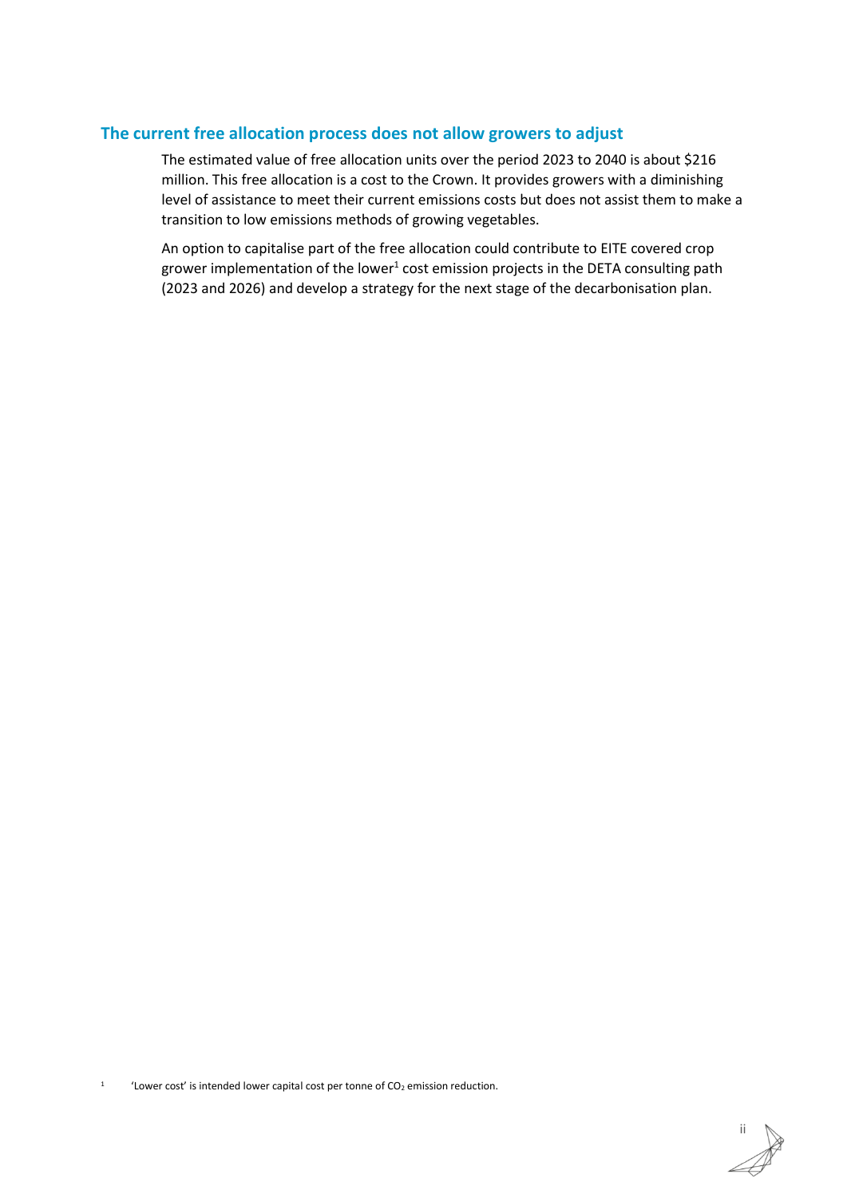## The current free allocation process does not allow growers to adjust

The estimated value of free allocation units over the period 2023 to 2040 is about $216 million. This free allocation is a cost to the Crown. It provides growers with a diminishing level of assistance to meet their current emissions costs but does not assist them to make a transition to low emissions methods of growing vegetables.

An option to capitalise part of the free allocation could contribute to EITE covered crop grower implementation of the lower[1] cost emission projects in the DETA consulting path (2023 and 2026) and develop a strategy for the next stage of the decarbonisation plan.

[1] 'Lower cost' is intended lower capital cost per tonne of $CO_2$ emission reduction.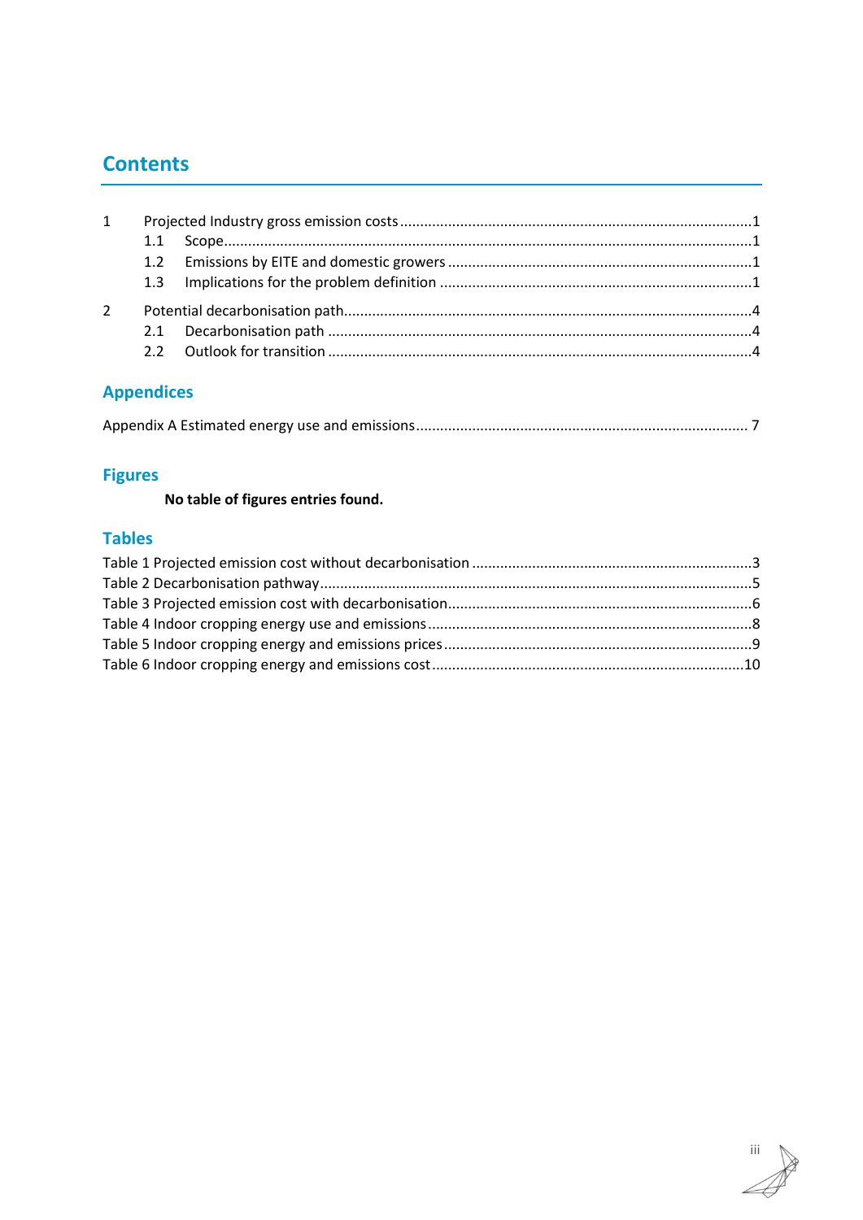# Contents

1 Projected Industry gross emission costs ..... 1
- 1.1 Scope ..... 1
- 1.2 Emissions by EITE and domestic growers ..... 1
- 1.3 Implications for the problem definition ..... 1

2 Potential decarbonisation path ..... 4
- 2.1 Decarbonisation path ..... 4
- 2.2 Outlook for transition ..... 4

## Appendices

Appendix A Estimated energy use and emissions ..... 7

## Figures

**No table of figures entries found.**

## Tables

Table 1 Projected emission cost without decarbonisation ..... 3
Table 2 Decarbonisation pathway ..... 5
Table 3 Projected emission cost with decarbonisation ..... 6
Table 4 Indoor cropping energy use and emissions ..... 8
Table 5 Indoor cropping energy and emissions prices ..... 9
Table 6 Indoor cropping energy and emissions cost ..... 10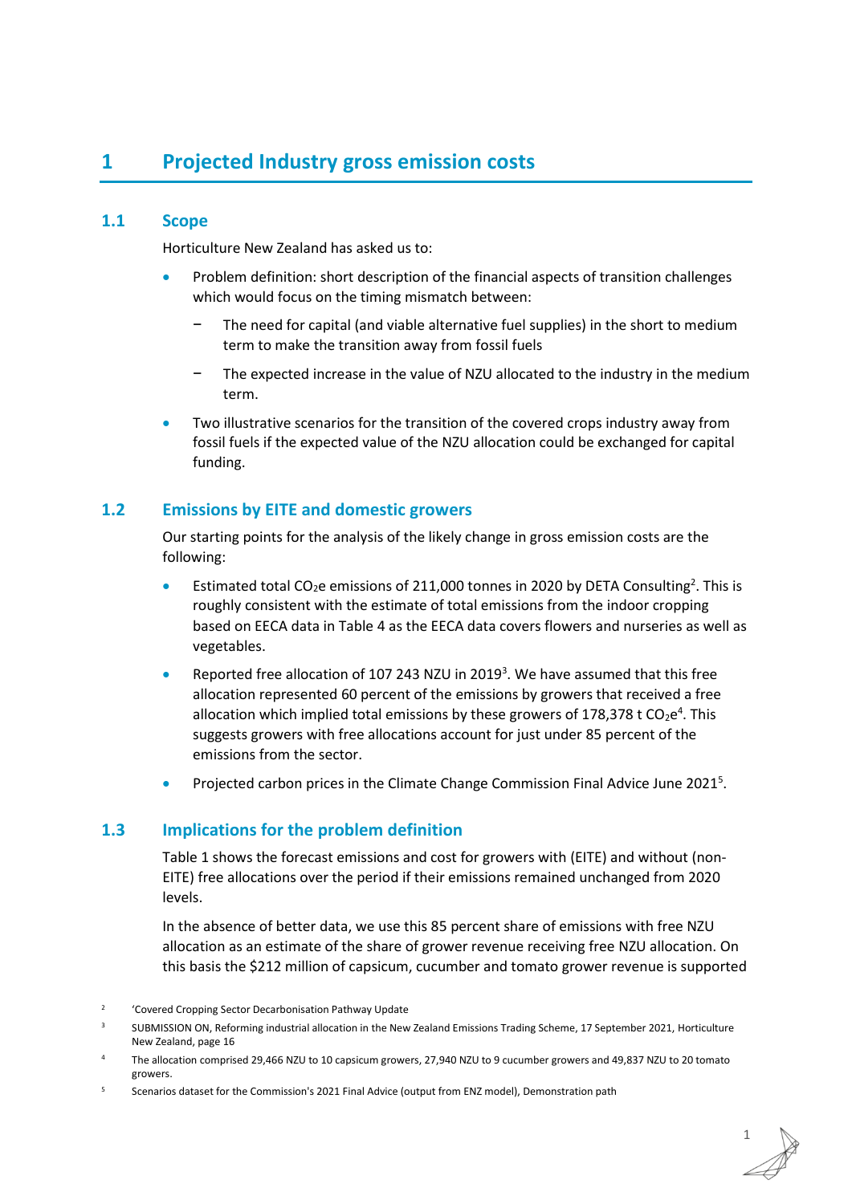# 1 Projected Industry gross emission costs

## 1.1 Scope

Horticulture New Zealand has asked us to:

- Problem definition: short description of the financial aspects of transition challenges which would focus on the timing mismatch between:
  - The need for capital (and viable alternative fuel supplies) in the short to medium term to make the transition away from fossil fuels
  - The expected increase in the value of NZU allocated to the industry in the medium term.
- Two illustrative scenarios for the transition of the covered crops industry away from fossil fuels if the expected value of the NZU allocation could be exchanged for capital funding.

## 1.2 Emissions by EITE and domestic growers

Our starting points for the analysis of the likely change in gross emission costs are the following:

- Estimated total $CO_2e$ emissions of 211,000 tonnes in 2020 by DETA Consulting[2]. This is roughly consistent with the estimate of total emissions from the indoor cropping based on EECA data in Table 4 as the EECA data covers flowers and nurseries as well as vegetables.
- Reported free allocation of 107 243 NZU in 2019[3]. We have assumed that this free allocation represented 60 percent of the emissions by growers that received a free allocation which implied total emissions by these growers of 178,378 t $CO_2e$[4]. This suggests growers with free allocations account for just under 85 percent of the emissions from the sector.
- Projected carbon prices in the Climate Change Commission Final Advice June 2021[5].

## 1.3 Implications for the problem definition

Table 1 shows the forecast emissions and cost for growers with (EITE) and without (non-EITE) free allocations over the period if their emissions remained unchanged from 2020 levels.

In the absence of better data, we use this 85 percent share of emissions with free NZU allocation as an estimate of the share of grower revenue receiving free NZU allocation. On this basis the $212 million of capsicum, cucumber and tomato grower revenue is supported

[2] 'Covered Cropping Sector Decarbonisation Pathway Update

[3] SUBMISSION ON, Reforming industrial allocation in the New Zealand Emissions Trading Scheme, 17 September 2021, Horticulture New Zealand, page 16

[4] The allocation comprised 29,466 NZU to 10 capsicum growers, 27,940 NZU to 9 cucumber growers and 49,837 NZU to 20 tomato growers.

[5] Scenarios dataset for the Commission's 2021 Final Advice (output from ENZ model), Demonstration path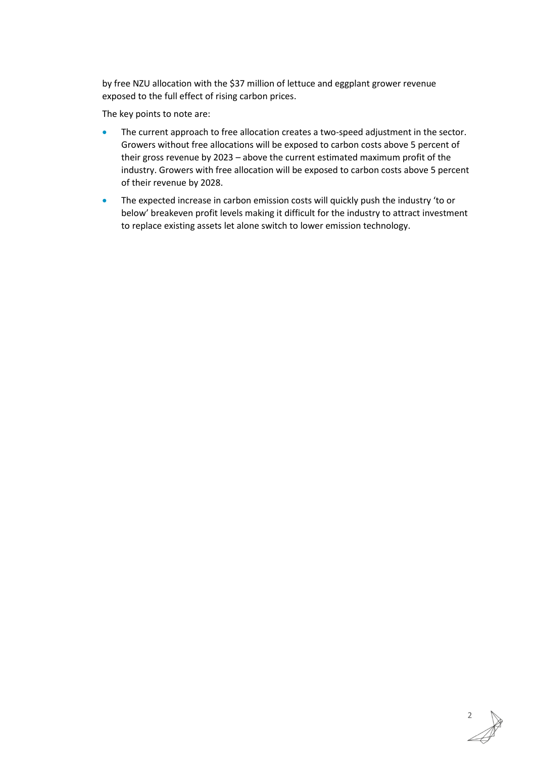by free NZU allocation with the $37 million of lettuce and eggplant grower revenue exposed to the full effect of rising carbon prices.

The key points to note are:

- The current approach to free allocation creates a two-speed adjustment in the sector. Growers without free allocations will be exposed to carbon costs above 5 percent of their gross revenue by 2023 – above the current estimated maximum profit of the industry. Growers with free allocation will be exposed to carbon costs above 5 percent of their revenue by 2028.
- The expected increase in carbon emission costs will quickly push the industry 'to or below' breakeven profit levels making it difficult for the industry to attract investment to replace existing assets let alone switch to lower emission technology.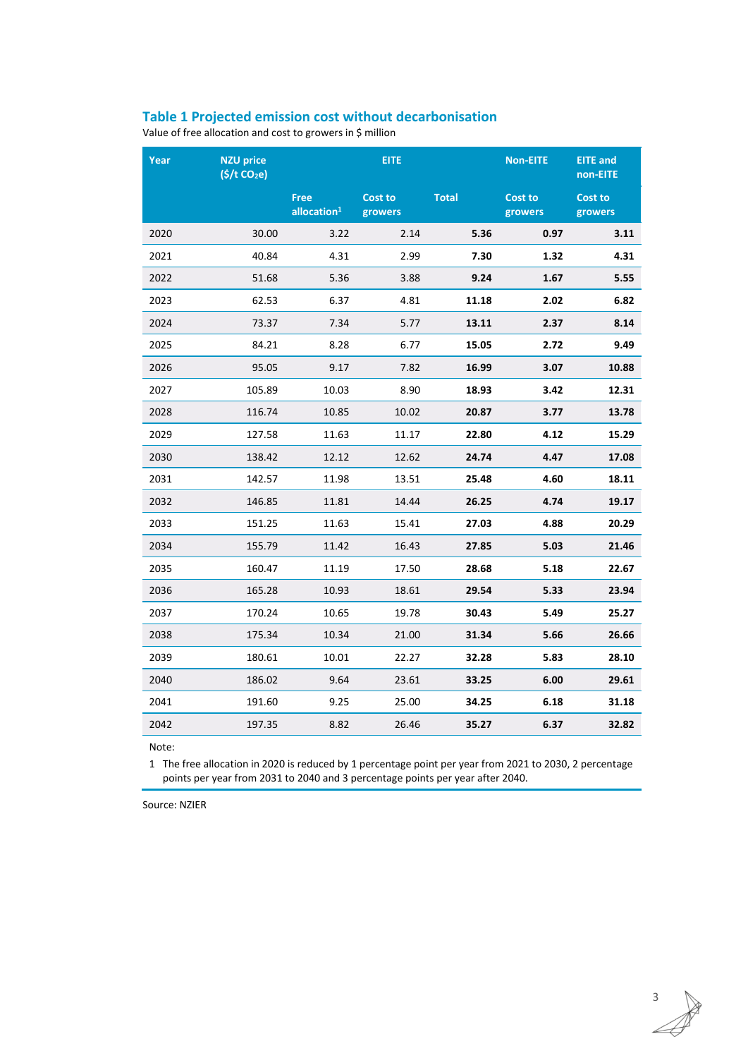### Table 1 Projected emission cost without decarbonisation

Value of free allocation and cost to growers in $ million

| Year | NZU price ($/t $CO_2$e) | EITE | | | Non-EITE | EITE and non-EITE |
|---|---|---|---|---|---|---|
| | | Free allocation[1] | Cost to growers | Total | Cost to growers | Cost to growers |
| 2020 | 30.00 | 3.22 | 2.14 | **5.36** | **0.97** | **3.11** |
| 2021 | 40.84 | 4.31 | 2.99 | **7.30** | **1.32** | **4.31** |
| 2022 | 51.68 | 5.36 | 3.88 | **9.24** | **1.67** | **5.55** |
| 2023 | 62.53 | 6.37 | 4.81 | **11.18** | **2.02** | **6.82** |
| 2024 | 73.37 | 7.34 | 5.77 | **13.11** | **2.37** | **8.14** |
| 2025 | 84.21 | 8.28 | 6.77 | **15.05** | **2.72** | **9.49** |
| 2026 | 95.05 | 9.17 | 7.82 | **16.99** | **3.07** | **10.88** |
| 2027 | 105.89 | 10.03 | 8.90 | **18.93** | **3.42** | **12.31** |
| 2028 | 116.74 | 10.85 | 10.02 | **20.87** | **3.77** | **13.78** |
| 2029 | 127.58 | 11.63 | 11.17 | **22.80** | **4.12** | **15.29** |
| 2030 | 138.42 | 12.12 | 12.62 | **24.74** | **4.47** | **17.08** |
| 2031 | 142.57 | 11.98 | 13.51 | **25.48** | **4.60** | **18.11** |
| 2032 | 146.85 | 11.81 | 14.44 | **26.25** | **4.74** | **19.17** |
| 2033 | 151.25 | 11.63 | 15.41 | **27.03** | **4.88** | **20.29** |
| 2034 | 155.79 | 11.42 | 16.43 | **27.85** | **5.03** | **21.46** |
| 2035 | 160.47 | 11.19 | 17.50 | **28.68** | **5.18** | **22.67** |
| 2036 | 165.28 | 10.93 | 18.61 | **29.54** | **5.33** | **23.94** |
| 2037 | 170.24 | 10.65 | 19.78 | **30.43** | **5.49** | **25.27** |
| 2038 | 175.34 | 10.34 | 21.00 | **31.34** | **5.66** | **26.66** |
| 2039 | 180.61 | 10.01 | 22.27 | **32.28** | **5.83** | **28.10** |
| 2040 | 186.02 | 9.64 | 23.61 | **33.25** | **6.00** | **29.61** |
| 2041 | 191.60 | 9.25 | 25.00 | **34.25** | **6.18** | **31.18** |
| 2042 | 197.35 | 8.82 | 26.46 | **35.27** | **6.37** | **32.82** |

Note:

1 The free allocation in 2020 is reduced by 1 percentage point per year from 2021 to 2030, 2 percentage points per year from 2031 to 2040 and 3 percentage points per year after 2040.

Source: NZIER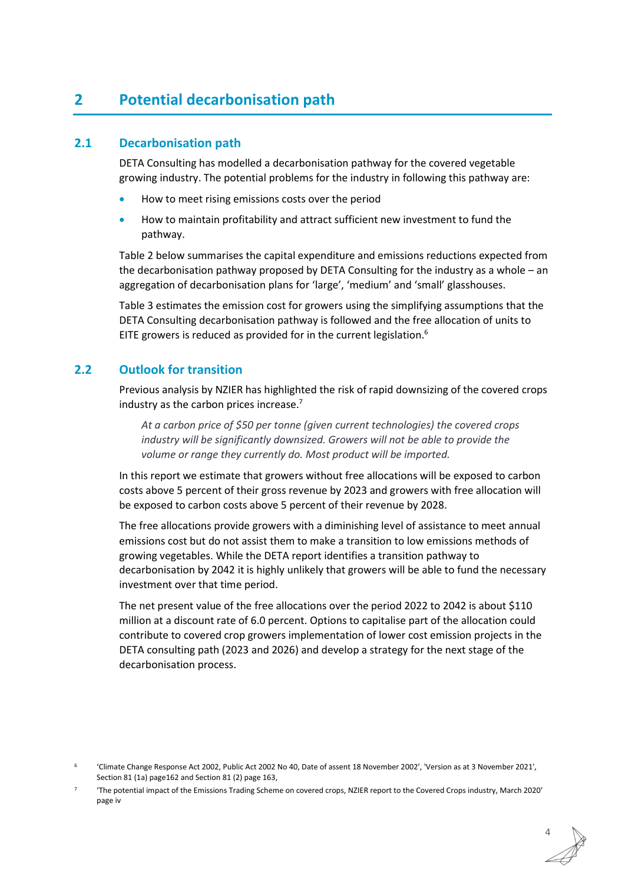# 2 Potential decarbonisation path

## 2.1 Decarbonisation path

DETA Consulting has modelled a decarbonisation pathway for the covered vegetable growing industry. The potential problems for the industry in following this pathway are:

- How to meet rising emissions costs over the period
- How to maintain profitability and attract sufficient new investment to fund the pathway.

Table 2 below summarises the capital expenditure and emissions reductions expected from the decarbonisation pathway proposed by DETA Consulting for the industry as a whole – an aggregation of decarbonisation plans for 'large', 'medium' and 'small' glasshouses.

Table 3 estimates the emission cost for growers using the simplifying assumptions that the DETA Consulting decarbonisation pathway is followed and the free allocation of units to EITE growers is reduced as provided for in the current legislation.[6]

## 2.2 Outlook for transition

Previous analysis by NZIER has highlighted the risk of rapid downsizing of the covered crops industry as the carbon prices increase.[7]

> *At a carbon price of $50 per tonne (given current technologies) the covered crops industry will be significantly downsized. Growers will not be able to provide the volume or range they currently do. Most product will be imported.*

In this report we estimate that growers without free allocations will be exposed to carbon costs above 5 percent of their gross revenue by 2023 and growers with free allocation will be exposed to carbon costs above 5 percent of their revenue by 2028.

The free allocations provide growers with a diminishing level of assistance to meet annual emissions cost but do not assist them to make a transition to low emissions methods of growing vegetables. While the DETA report identifies a transition pathway to decarbonisation by 2042 it is highly unlikely that growers will be able to fund the necessary investment over that time period.

The net present value of the free allocations over the period 2022 to 2042 is about $110 million at a discount rate of 6.0 percent. Options to capitalise part of the allocation could contribute to covered crop growers implementation of lower cost emission projects in the DETA consulting path (2023 and 2026) and develop a strategy for the next stage of the decarbonisation process.

---

[6] 'Climate Change Response Act 2002, Public Act 2002 No 40, Date of assent 18 November 2002', 'Version as at 3 November 2021', Section 81 (1a) page162 and Section 81 (2) page 163,

[7] 'The potential impact of the Emissions Trading Scheme on covered crops, NZIER report to the Covered Crops industry, March 2020' page iv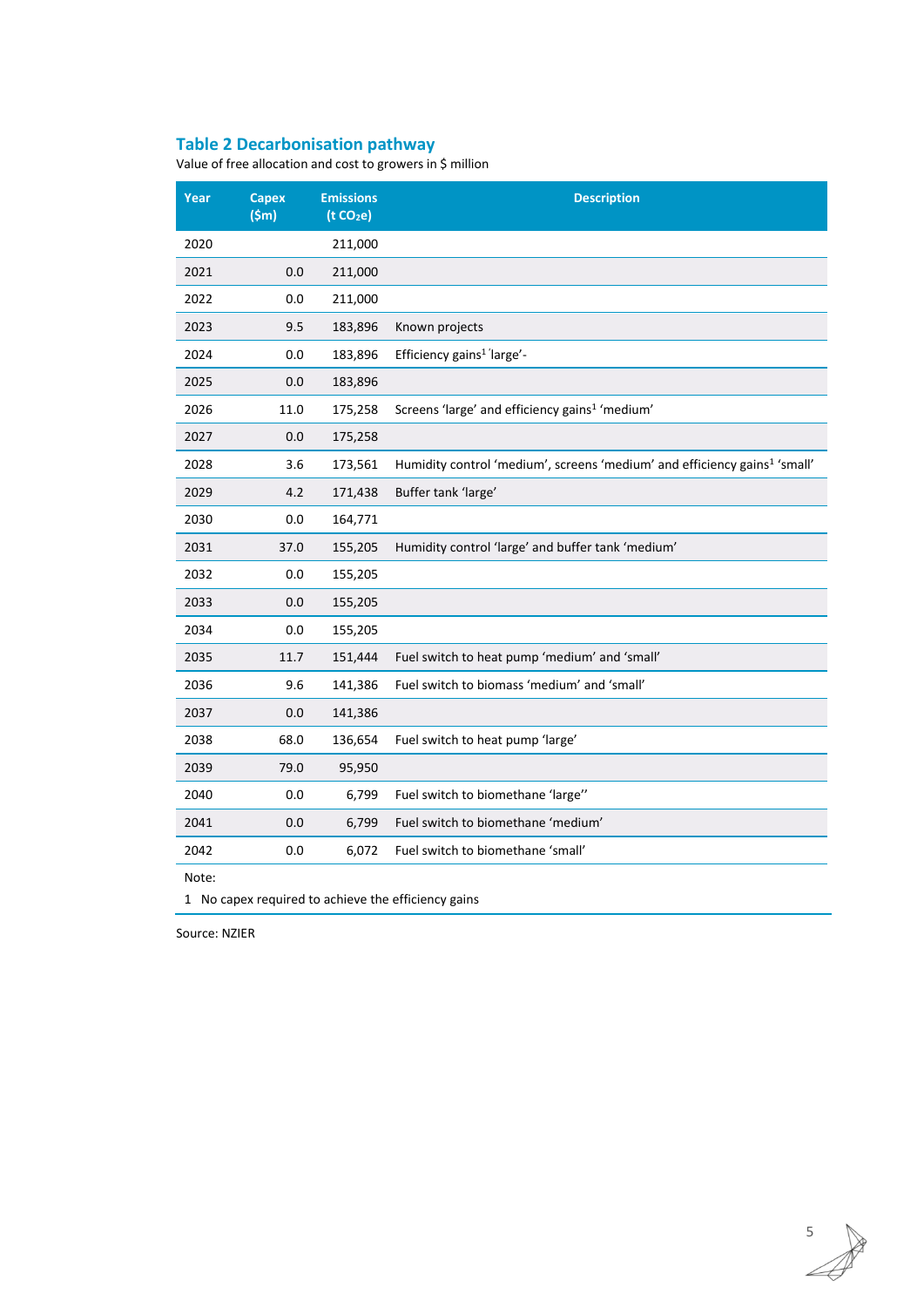### Table 2 Decarbonisation pathway

Value of free allocation and cost to growers in $ million

| Year | Capex ($m) | Emissions (t $CO_2e$) | Description |
|---|---|---|---|
| 2020 | | 211,000 | |
| 2021 | 0.0 | 211,000 | |
| 2022 | 0.0 | 211,000 | |
| 2023 | 9.5 | 183,896 | Known projects |
| 2024 | 0.0 | 183,896 | Efficiency gains[1] 'large'- |
| 2025 | 0.0 | 183,896 | |
| 2026 | 11.0 | 175,258 | Screens 'large' and efficiency gains[1] 'medium' |
| 2027 | 0.0 | 175,258 | |
| 2028 | 3.6 | 173,561 | Humidity control 'medium', screens 'medium' and efficiency gains[1] 'small' |
| 2029 | 4.2 | 171,438 | Buffer tank 'large' |
| 2030 | 0.0 | 164,771 | |
| 2031 | 37.0 | 155,205 | Humidity control 'large' and buffer tank 'medium' |
| 2032 | 0.0 | 155,205 | |
| 2033 | 0.0 | 155,205 | |
| 2034 | 0.0 | 155,205 | |
| 2035 | 11.7 | 151,444 | Fuel switch to heat pump 'medium' and 'small' |
| 2036 | 9.6 | 141,386 | Fuel switch to biomass 'medium' and 'small' |
| 2037 | 0.0 | 141,386 | |
| 2038 | 68.0 | 136,654 | Fuel switch to heat pump 'large' |
| 2039 | 79.0 | 95,950 | |
| 2040 | 0.0 | 6,799 | Fuel switch to biomethane 'large'' |
| 2041 | 0.0 | 6,799 | Fuel switch to biomethane 'medium' |
| 2042 | 0.0 | 6,072 | Fuel switch to biomethane 'small' |

Note:

1 No capex required to achieve the efficiency gains

Source: NZIER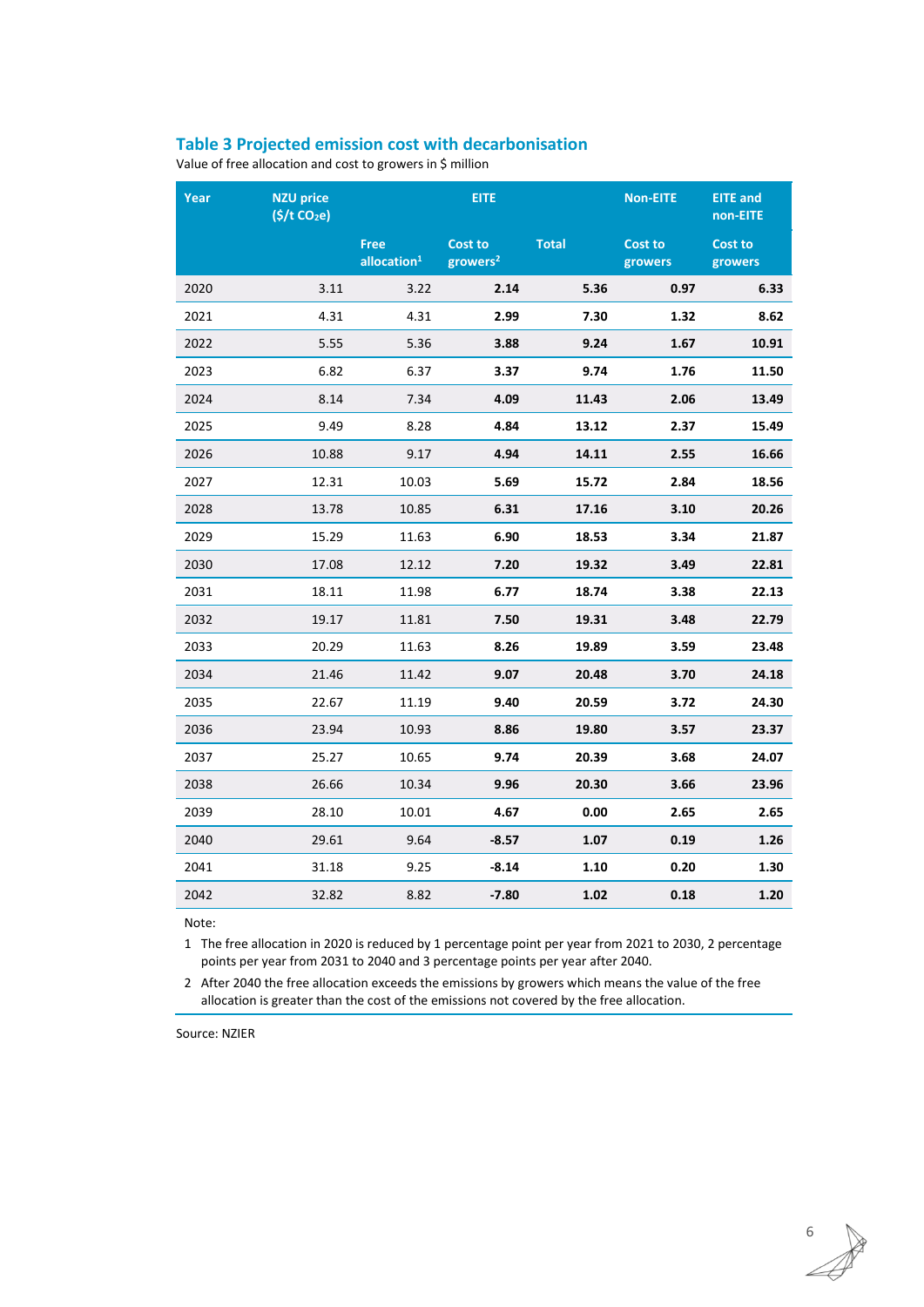## Table 3 Projected emission cost with decarbonisation

Value of free allocation and cost to growers in $ million

| Year | NZU price ($/t $CO_2e$) | EITE | | | Non-EITE | EITE and non-EITE |
|---|---|---|---|---|---|---|
| | | Free allocation[1] | Cost to growers[2] | Total | Cost to growers | Cost to growers |
| 2020 | 3.11 | 3.22 | **2.14** | **5.36** | **0.97** | **6.33** |
| 2021 | 4.31 | 4.31 | **2.99** | **7.30** | **1.32** | **8.62** |
| 2022 | 5.55 | 5.36 | **3.88** | **9.24** | **1.67** | **10.91** |
| 2023 | 6.82 | 6.37 | **3.37** | **9.74** | **1.76** | **11.50** |
| 2024 | 8.14 | 7.34 | **4.09** | **11.43** | **2.06** | **13.49** |
| 2025 | 9.49 | 8.28 | **4.84** | **13.12** | **2.37** | **15.49** |
| 2026 | 10.88 | 9.17 | **4.94** | **14.11** | **2.55** | **16.66** |
| 2027 | 12.31 | 10.03 | **5.69** | **15.72** | **2.84** | **18.56** |
| 2028 | 13.78 | 10.85 | **6.31** | **17.16** | **3.10** | **20.26** |
| 2029 | 15.29 | 11.63 | **6.90** | **18.53** | **3.34** | **21.87** |
| 2030 | 17.08 | 12.12 | **7.20** | **19.32** | **3.49** | **22.81** |
| 2031 | 18.11 | 11.98 | **6.77** | **18.74** | **3.38** | **22.13** |
| 2032 | 19.17 | 11.81 | **7.50** | **19.31** | **3.48** | **22.79** |
| 2033 | 20.29 | 11.63 | **8.26** | **19.89** | **3.59** | **23.48** |
| 2034 | 21.46 | 11.42 | **9.07** | **20.48** | **3.70** | **24.18** |
| 2035 | 22.67 | 11.19 | **9.40** | **20.59** | **3.72** | **24.30** |
| 2036 | 23.94 | 10.93 | **8.86** | **19.80** | **3.57** | **23.37** |
| 2037 | 25.27 | 10.65 | **9.74** | **20.39** | **3.68** | **24.07** |
| 2038 | 26.66 | 10.34 | **9.96** | **20.30** | **3.66** | **23.96** |
| 2039 | 28.10 | 10.01 | **4.67** | **0.00** | **2.65** | **2.65** |
| 2040 | 29.61 | 9.64 | **-8.57** | **1.07** | **0.19** | **1.26** |
| 2041 | 31.18 | 9.25 | **-8.14** | **1.10** | **0.20** | **1.30** |
| 2042 | 32.82 | 8.82 | **-7.80** | **1.02** | **0.18** | **1.20** |

Note:

1 The free allocation in 2020 is reduced by 1 percentage point per year from 2021 to 2030, 2 percentage points per year from 2031 to 2040 and 3 percentage points per year after 2040.

2 After 2040 the free allocation exceeds the emissions by growers which means the value of the free allocation is greater than the cost of the emissions not covered by the free allocation.

Source: NZIER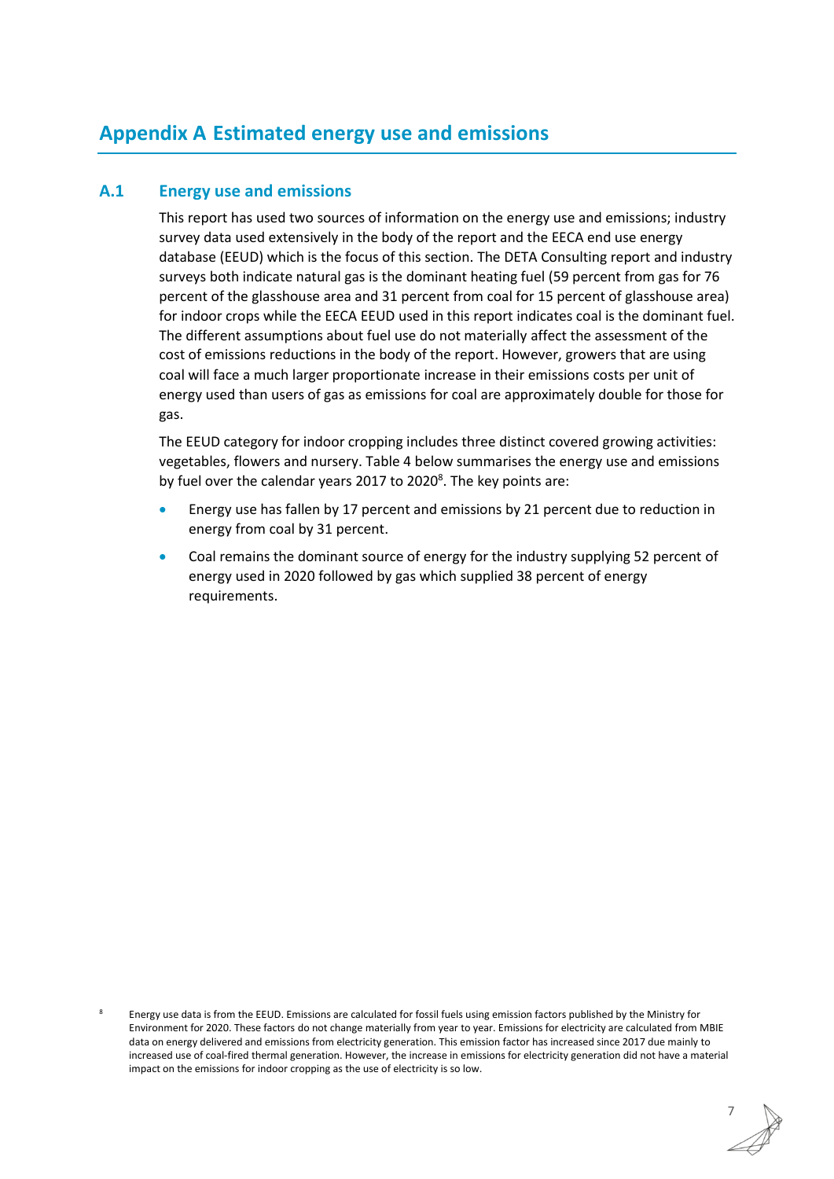# Appendix A Estimated energy use and emissions

## A.1 Energy use and emissions

This report has used two sources of information on the energy use and emissions; industry survey data used extensively in the body of the report and the EECA end use energy database (EEUD) which is the focus of this section. The DETA Consulting report and industry surveys both indicate natural gas is the dominant heating fuel (59 percent from gas for 76 percent of the glasshouse area and 31 percent from coal for 15 percent of glasshouse area) for indoor crops while the EECA EEUD used in this report indicates coal is the dominant fuel. The different assumptions about fuel use do not materially affect the assessment of the cost of emissions reductions in the body of the report. However, growers that are using coal will face a much larger proportionate increase in their emissions costs per unit of energy used than users of gas as emissions for coal are approximately double for those for gas.

The EEUD category for indoor cropping includes three distinct covered growing activities: vegetables, flowers and nursery. Table 4 below summarises the energy use and emissions by fuel over the calendar years 2017 to 2020[8]. The key points are:

- Energy use has fallen by 17 percent and emissions by 21 percent due to reduction in energy from coal by 31 percent.
- Coal remains the dominant source of energy for the industry supplying 52 percent of energy used in 2020 followed by gas which supplied 38 percent of energy requirements.

[8] Energy use data is from the EEUD. Emissions are calculated for fossil fuels using emission factors published by the Ministry for Environment for 2020. These factors do not change materially from year to year. Emissions for electricity are calculated from MBIE data on energy delivered and emissions from electricity generation. This emission factor has increased since 2017 due mainly to increased use of coal-fired thermal generation. However, the increase in emissions for electricity generation did not have a material impact on the emissions for indoor cropping as the use of electricity is so low.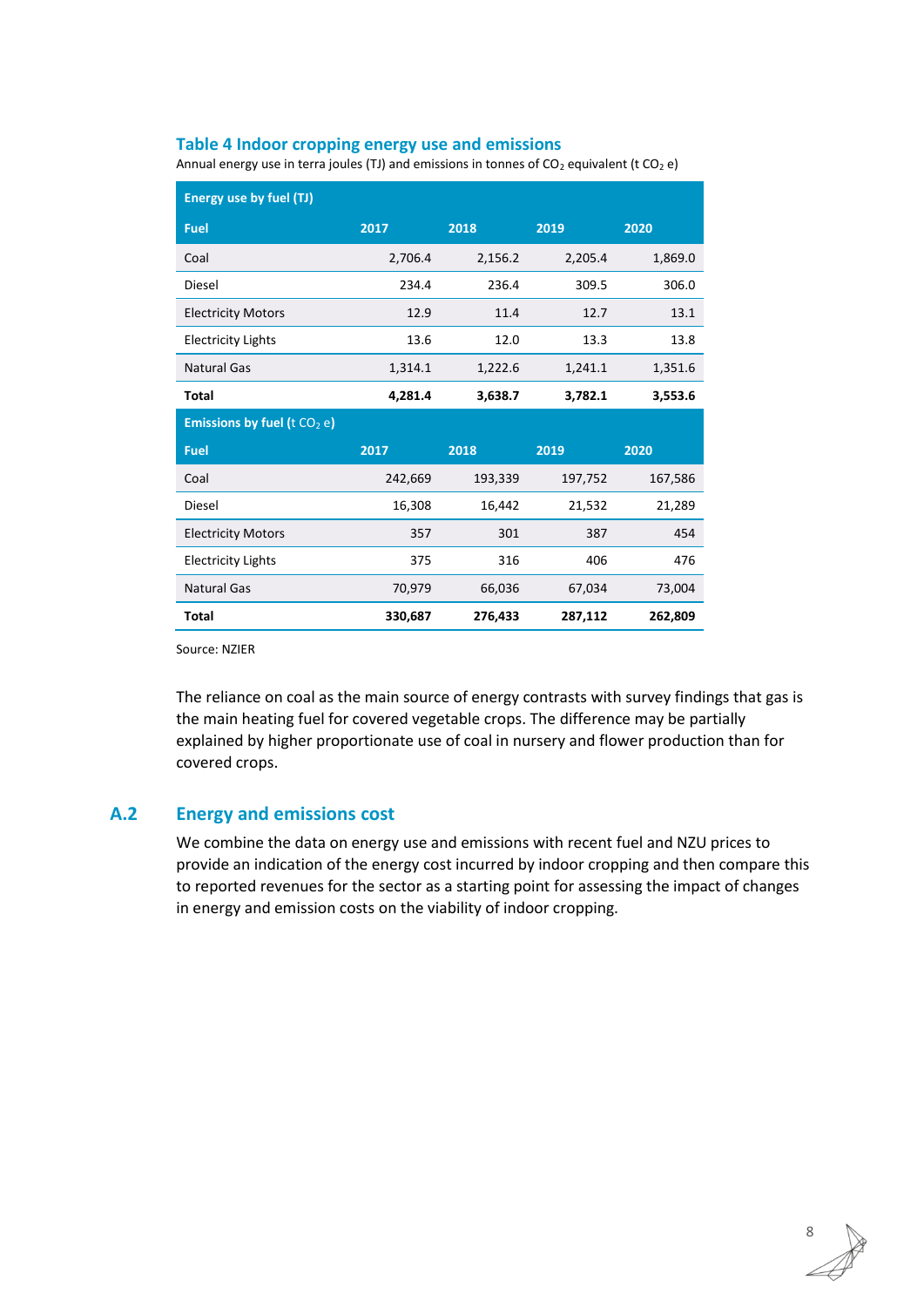### Table 4 Indoor cropping energy use and emissions

Annual energy use in terra joules (TJ) and emissions in tonnes of $CO_2$ equivalent (t $CO_2$ e)

| **Energy use by fuel (TJ)** | | | | |
|---|---|---|---|---|
| **Fuel** | **2017** | **2018** | **2019** | **2020** |
| Coal | 2,706.4 | 2,156.2 | 2,205.4 | 1,869.0 |
| Diesel | 234.4 | 236.4 | 309.5 | 306.0 |
| Electricity Motors | 12.9 | 11.4 | 12.7 | 13.1 |
| Electricity Lights | 13.6 | 12.0 | 13.3 | 13.8 |
| Natural Gas | 1,314.1 | 1,222.6 | 1,241.1 | 1,351.6 |
| **Total** | **4,281.4** | **3,638.7** | **3,782.1** | **3,553.6** |
| **Emissions by fuel (t $CO_2$ e)** | | | | |
| **Fuel** | **2017** | **2018** | **2019** | **2020** |
| Coal | 242,669 | 193,339 | 197,752 | 167,586 |
| Diesel | 16,308 | 16,442 | 21,532 | 21,289 |
| Electricity Motors | 357 | 301 | 387 | 454 |
| Electricity Lights | 375 | 316 | 406 | 476 |
| Natural Gas | 70,979 | 66,036 | 67,034 | 73,004 |
| **Total** | **330,687** | **276,433** | **287,112** | **262,809** |

Source: NZIER

The reliance on coal as the main source of energy contrasts with survey findings that gas is the main heating fuel for covered vegetable crops. The difference may be partially explained by higher proportionate use of coal in nursery and flower production than for covered crops.

## A.2 Energy and emissions cost

We combine the data on energy use and emissions with recent fuel and NZU prices to provide an indication of the energy cost incurred by indoor cropping and then compare this to reported revenues for the sector as a starting point for assessing the impact of changes in energy and emission costs on the viability of indoor cropping.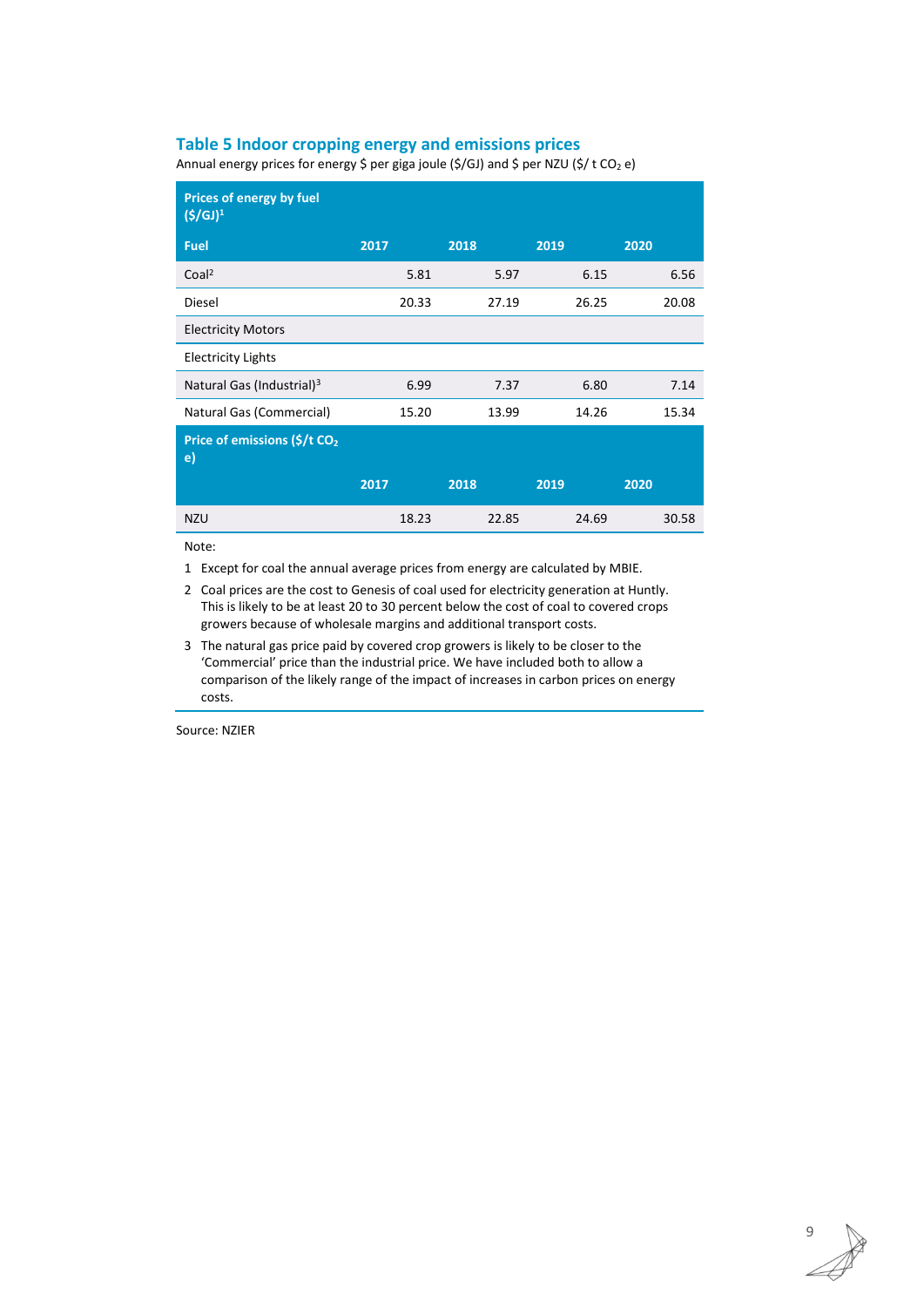### Table 5 Indoor cropping energy and emissions prices

Annual energy prices for energy $ per giga joule ($/GJ) and $ per NZU ($/ t $CO_2$ e)

| Prices of energy by fuel ($/GJ)[1] | | | | |
|---|---|---|---|---|
| **Fuel** | **2017** | **2018** | **2019** | **2020** |
| Coal[2] | 5.81 | 5.97 | 6.15 | 6.56 |
| Diesel | 20.33 | 27.19 | 26.25 | 20.08 |
| Electricity Motors | | | | |
| Electricity Lights | | | | |
| Natural Gas (Industrial)[3] | 6.99 | 7.37 | 6.80 | 7.14 |
| Natural Gas (Commercial) | 15.20 | 13.99 | 14.26 | 15.34 |
| **Price of emissions ($/t $CO_2$ e)** | | | | |
| | **2017** | **2018** | **2019** | **2020** |
| NZU | 18.23 | 22.85 | 24.69 | 30.58 |

Note:

1. Except for coal the annual average prices from energy are calculated by MBIE.
2. Coal prices are the cost to Genesis of coal used for electricity generation at Huntly. This is likely to be at least 20 to 30 percent below the cost of coal to covered crops growers because of wholesale margins and additional transport costs.
3. The natural gas price paid by covered crop growers is likely to be closer to the 'Commercial' price than the industrial price. We have included both to allow a comparison of the likely range of the impact of increases in carbon prices on energy costs.

Source: NZIER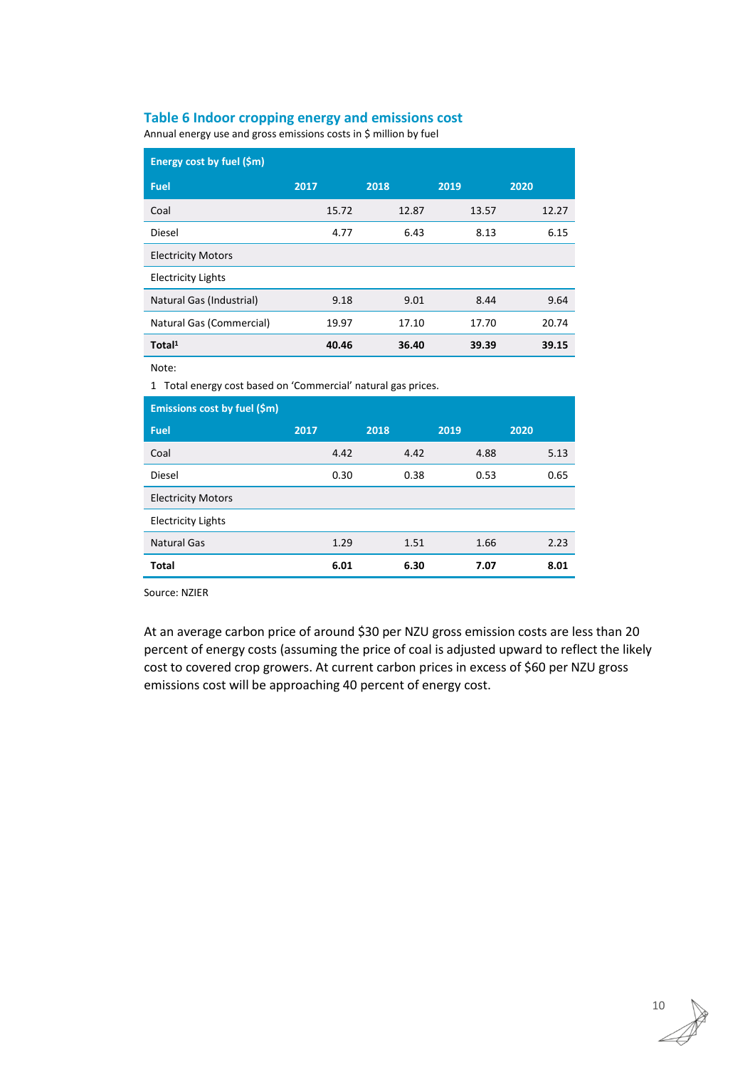### Table 6 Indoor cropping energy and emissions cost

Annual energy use and gross emissions costs in $ million by fuel

| Energy cost by fuel ($m) | | | | |
|---|---|---|---|---|
| **Fuel** | **2017** | **2018** | **2019** | **2020** |
| Coal | 15.72 | 12.87 | 13.57 | 12.27 |
| Diesel | 4.77 | 6.43 | 8.13 | 6.15 |
| Electricity Motors | | | | |
| Electricity Lights | | | | |
| Natural Gas (Industrial) | 9.18 | 9.01 | 8.44 | 9.64 |
| Natural Gas (Commercial) | 19.97 | 17.10 | 17.70 | 20.74 |
| **Total[1]** | **40.46** | **36.40** | **39.39** | **39.15** |

Note:

1 Total energy cost based on 'Commercial' natural gas prices.

| Emissions cost by fuel ($m) | | | | |
|---|---|---|---|---|
| **Fuel** | **2017** | **2018** | **2019** | **2020** |
| Coal | 4.42 | 4.42 | 4.88 | 5.13 |
| Diesel | 0.30 | 0.38 | 0.53 | 0.65 |
| Electricity Motors | | | | |
| Electricity Lights | | | | |
| Natural Gas | 1.29 | 1.51 | 1.66 | 2.23 |
| **Total** | **6.01** | **6.30** | **7.07** | **8.01** |

Source: NZIER

At an average carbon price of around $30 per NZU gross emission costs are less than 20 percent of energy costs (assuming the price of coal is adjusted upward to reflect the likely cost to covered crop growers. At current carbon prices in excess of $60 per NZU gross emissions cost will be approaching 40 percent of energy cost.